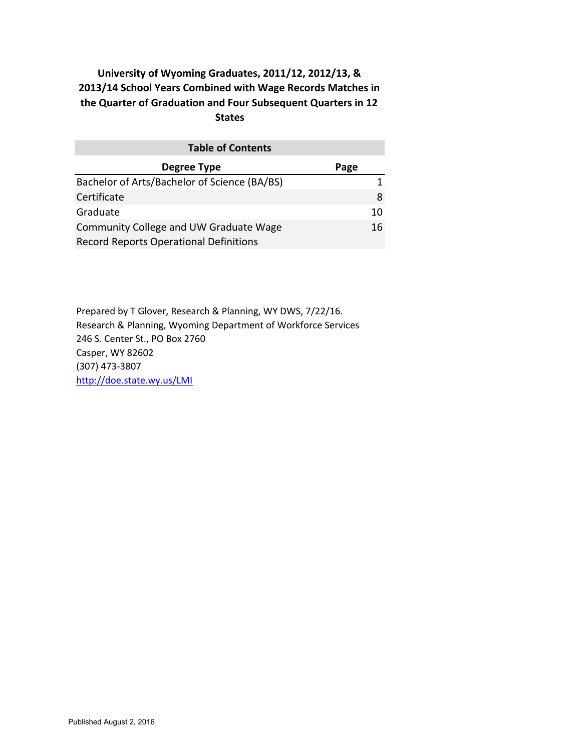# University of Wyoming Graduates, 2011/12, 2012/13, & 2013/14 School Years Combined with Wage Records Matches in the Quarter of Graduation and Four Subsequent Quarters in 12 States

| Table of Contents | |
|---|---|
| **Degree Type** | **Page** |
| Bachelor of Arts/Bachelor of Science (BA/BS) | 1 |
| Certificate | 8 |
| Graduate | 10 |
| Community College and UW Graduate Wage Record Reports Operational Definitions | 16 |

Prepared by T Glover, Research & Planning, WY DWS, 7/22/16.
Research & Planning, Wyoming Department of Workforce Services
246 S. Center St., PO Box 2760
Casper, WY 82602
(307) 473-3807
http://doe.state.wy.us/LMI

Published August 2, 2016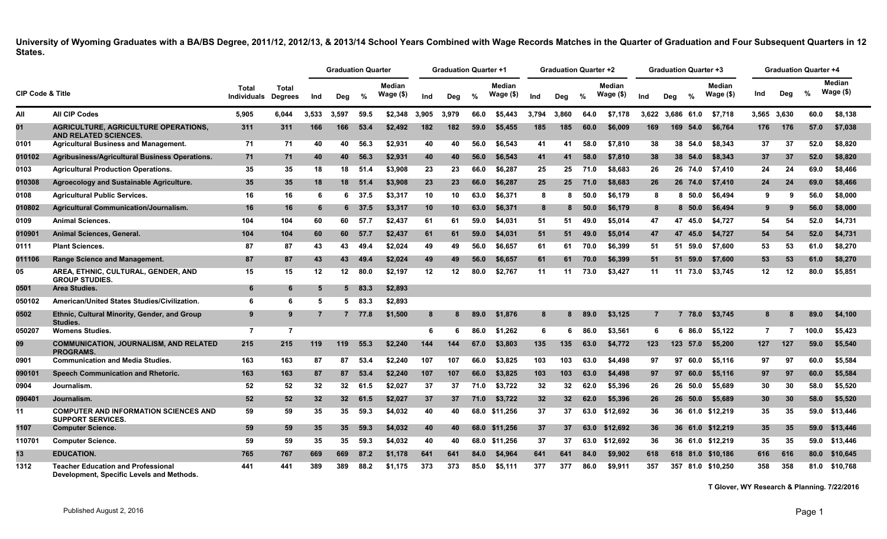University of Wyoming Graduates with a BA/BS Degree, 2011/12, 2012/13, & 2013/14 School Years Combined with Wage Records Matches in the Quarter of Graduation and Four Subsequent Quarters in 12 States.

| CIP Code & Title | | Total Individuals | Total Degrees | Graduation Quarter | | | | Graduation Quarter +1 | | | | Graduation Quarter +2 | | | | Graduation Quarter +3 | | | | Graduation Quarter +4 | | | |
|---|---|---|---|---|---|---|---|---|---|---|---|---|---|---|---|---|---|---|---|---|---|---|---|
| | | | | Ind | Deg | % | Median Wage ($) | Ind | Deg | % | Median Wage ($) | Ind | Deg | % | Median Wage ($) | Ind | Deg | % | Median Wage ($) | Ind | Deg | % | Median Wage ($) |
| All | All CIP Codes | 5,905 | 6,044 | 3,533 | 3,597 | 59.5 | $2,348 | 3,905 | 3,979 | 66.0 | $5,443 | 3,794 | 3,860 | 64.0 | $7,178 | 3,622 | 3,686 | 61.0 | $7,718 | 3,565 | 3,630 | 60.0 | $8,138 |
| 01 | AGRICULTURE, AGRICULTURE OPERATIONS, AND RELATED SCIENCES. | 311 | 311 | 166 | 166 | 53.4 | $2,492 | 182 | 182 | 59.0 | $5,455 | 185 | 185 | 60.0 | $6,009 | 169 | 169 | 54.0 | $6,764 | 176 | 176 | 57.0 | $7,038 |
| 0101 | Agricultural Business and Management. | 71 | 71 | 40 | 40 | 56.3 | $2,931 | 40 | 40 | 56.0 | $6,543 | 41 | 41 | 58.0 | $7,810 | 38 | 38 | 54.0 | $8,343 | 37 | 37 | 52.0 | $8,820 |
| 010102 | Agribusiness/Agricultural Business Operations. | 71 | 71 | 40 | 40 | 56.3 | $2,931 | 40 | 40 | 56.0 | $6,543 | 41 | 41 | 58.0 | $7,810 | 38 | 38 | 54.0 | $8,343 | 37 | 37 | 52.0 | $8,820 |
| 0103 | Agricultural Production Operations. | 35 | 35 | 18 | 18 | 51.4 | $3,908 | 23 | 23 | 66.0 | $6,287 | 25 | 25 | 71.0 | $8,683 | 26 | 26 | 74.0 | $7,410 | 24 | 24 | 69.0 | $8,466 |
| 010308 | Agroecology and Sustainable Agriculture. | 35 | 35 | 18 | 18 | 51.4 | $3,908 | 23 | 23 | 66.0 | $6,287 | 25 | 25 | 71.0 | $8,683 | 26 | 26 | 74.0 | $7,410 | 24 | 24 | 69.0 | $8,466 |
| 0108 | Agricultural Public Services. | 16 | 16 | 6 | 6 | 37.5 | $3,317 | 10 | 10 | 63.0 | $6,371 | 8 | 8 | 50.0 | $6,179 | 8 | 8 | 50.0 | $6,494 | 9 | 9 | 56.0 | $8,000 |
| 010802 | Agricultural Communication/Journalism. | 16 | 16 | 6 | 6 | 37.5 | $3,317 | 10 | 10 | 63.0 | $6,371 | 8 | 8 | 50.0 | $6,179 | 8 | 8 | 50.0 | $6,494 | 9 | 9 | 56.0 | $8,000 |
| 0109 | Animal Sciences. | 104 | 104 | 60 | 60 | 57.7 | $2,437 | 61 | 61 | 59.0 | $4,031 | 51 | 51 | 49.0 | $5,014 | 47 | 47 | 45.0 | $4,727 | 54 | 54 | 52.0 | $4,731 |
| 010901 | Animal Sciences, General. | 104 | 104 | 60 | 60 | 57.7 | $2,437 | 61 | 61 | 59.0 | $4,031 | 51 | 51 | 49.0 | $5,014 | 47 | 47 | 45.0 | $4,727 | 54 | 54 | 52.0 | $4,731 |
| 0111 | Plant Sciences. | 87 | 87 | 43 | 43 | 49.4 | $2,024 | 49 | 49 | 56.0 | $6,657 | 61 | 61 | 70.0 | $6,399 | 51 | 51 | 59.0 | $7,600 | 53 | 53 | 61.0 | $8,270 |
| 011106 | Range Science and Management. | 87 | 87 | 43 | 43 | 49.4 | $2,024 | 49 | 49 | 56.0 | $6,657 | 61 | 61 | 70.0 | $6,399 | 51 | 51 | 59.0 | $7,600 | 53 | 53 | 61.0 | $8,270 |
| 05 | AREA, ETHNIC, CULTURAL, GENDER, AND GROUP STUDIES. | 15 | 15 | 12 | 12 | 80.0 | $2,197 | 12 | 12 | 80.0 | $2,767 | 11 | 11 | 73.0 | $3,427 | 11 | 11 | 73.0 | $3,745 | 12 | 12 | 80.0 | $5,851 |
| 0501 | Area Studies. | 6 | 6 | 5 | 5 | 83.3 | $2,893 | | | | | | | | | | | | | | | | |
| 050102 | American/United States Studies/Civilization. | 6 | 6 | 5 | 5 | 83.3 | $2,893 | | | | | | | | | | | | | | | | |
| 0502 | Ethnic, Cultural Minority, Gender, and Group Studies. | 9 | 9 | 7 | 7 | 77.8 | $1,500 | 8 | 8 | 89.0 | $1,876 | 8 | 8 | 89.0 | $3,125 | 7 | 7 | 78.0 | $3,745 | 8 | 8 | 89.0 | $4,100 |
| 050207 | Womens Studies. | 7 | 7 | | | | | 6 | 6 | 86.0 | $1,262 | 6 | 6 | 86.0 | $3,561 | 6 | 6 | 86.0 | $5,122 | 7 | 7 | 100.0 | $5,423 |
| 09 | COMMUNICATION, JOURNALISM, AND RELATED PROGRAMS. | 215 | 215 | 119 | 119 | 55.3 | $2,240 | 144 | 144 | 67.0 | $3,803 | 135 | 135 | 63.0 | $4,772 | 123 | 123 | 57.0 | $5,200 | 127 | 127 | 59.0 | $5,540 |
| 0901 | Communication and Media Studies. | 163 | 163 | 87 | 87 | 53.4 | $2,240 | 107 | 107 | 66.0 | $3,825 | 103 | 103 | 63.0 | $4,498 | 97 | 97 | 60.0 | $5,116 | 97 | 97 | 60.0 | $5,584 |
| 090101 | Speech Communication and Rhetoric. | 163 | 163 | 87 | 87 | 53.4 | $2,240 | 107 | 107 | 66.0 | $3,825 | 103 | 103 | 63.0 | $4,498 | 97 | 97 | 60.0 | $5,116 | 97 | 97 | 60.0 | $5,584 |
| 0904 | Journalism. | 52 | 52 | 32 | 32 | 61.5 | $2,027 | 37 | 37 | 71.0 | $3,722 | 32 | 32 | 62.0 | $5,396 | 26 | 26 | 50.0 | $5,689 | 30 | 30 | 58.0 | $5,520 |
| 090401 | Journalism. | 52 | 52 | 32 | 32 | 61.5 | $2,027 | 37 | 37 | 71.0 | $3,722 | 32 | 32 | 62.0 | $5,396 | 26 | 26 | 50.0 | $5,689 | 30 | 30 | 58.0 | $5,520 |
| 11 | COMPUTER AND INFORMATION SCIENCES AND SUPPORT SERVICES. | 59 | 59 | 35 | 35 | 59.3 | $4,032 | 40 | 40 | 68.0 | $11,256 | 37 | 37 | 63.0 | $12,692 | 36 | 36 | 61.0 | $12,219 | 35 | 35 | 59.0 | $13,446 |
| 1107 | Computer Science. | 59 | 59 | 35 | 35 | 59.3 | $4,032 | 40 | 40 | 68.0 | $11,256 | 37 | 37 | 63.0 | $12,692 | 36 | 36 | 61.0 | $12,219 | 35 | 35 | 59.0 | $13,446 |
| 110701 | Computer Science. | 59 | 59 | 35 | 35 | 59.3 | $4,032 | 40 | 40 | 68.0 | $11,256 | 37 | 37 | 63.0 | $12,692 | 36 | 36 | 61.0 | $12,219 | 35 | 35 | 59.0 | $13,446 |
| 13 | EDUCATION. | 765 | 767 | 669 | 669 | 87.2 | $1,178 | 641 | 641 | 84.0 | $4,964 | 641 | 641 | 84.0 | $9,902 | 618 | 618 | 81.0 | $10,186 | 616 | 616 | 80.0 | $10,645 |
| 1312 | Teacher Education and Professional Development, Specific Levels and Methods. | 441 | 441 | 389 | 389 | 88.2 | $1,175 | 373 | 373 | 85.0 | $5,111 | 377 | 377 | 86.0 | $9,911 | 357 | 357 | 81.0 | $10,250 | 358 | 358 | 81.0 | $10,768 |

T Glover, WY Research & Planning. 7/22/2016

Published August 2, 2016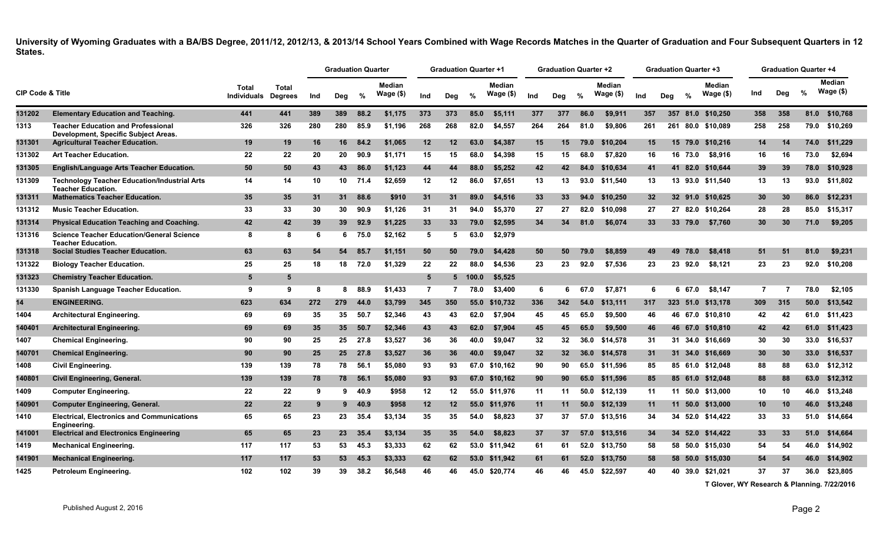**University of Wyoming Graduates with a BA/BS Degree, 2011/12, 2012/13, & 2013/14 School Years Combined with Wage Records Matches in the Quarter of Graduation and Four Subsequent Quarters in 12 States.**

| CIP Code & Title | | Total Individuals | Total Degrees | Graduation Quarter | | | | Graduation Quarter +1 | | | | Graduation Quarter +2 | | | | Graduation Quarter +3 | | | | Graduation Quarter +4 | | | |
|---|---|---|---|---|---|---|---|---|---|---|---|---|---|---|---|---|---|---|---|---|---|---|---|
| | | | | Ind | Deg | % | Median Wage ($) | Ind | Deg | % | Median Wage ($) | Ind | Deg | % | Median Wage ($) | Ind | Deg | % | Median Wage ($) | Ind | Deg | % | Median Wage ($) |
| 131202 | Elementary Education and Teaching. | 441 | 441 | 389 | 389 | 88.2 | $1,175 | 373 | 373 | 85.0 | $5,111 | 377 | 377 | 86.0 | $9,911 | 357 | 357 | 81.0 | $10,250 | 358 | 358 | 81.0 | $10,768 |
| 1313 | Teacher Education and Professional Development, Specific Subject Areas. | 326 | 326 | 280 | 280 | 85.9 | $1,196 | 268 | 268 | 82.0 | $4,557 | 264 | 264 | 81.0 | $9,806 | 261 | 261 | 80.0 | $10,089 | 258 | 258 | 79.0 | $10,269 |
| 131301 | Agricultural Teacher Education. | 19 | 19 | 16 | 16 | 84.2 | $1,065 | 12 | 12 | 63.0 | $4,387 | 15 | 15 | 79.0 | $10,204 | 15 | 15 | 79.0 | $10,216 | 14 | 14 | 74.0 | $11,229 |
| 131302 | Art Teacher Education. | 22 | 22 | 20 | 20 | 90.9 | $1,171 | 15 | 15 | 68.0 | $4,398 | 15 | 15 | 68.0 | $7,820 | 16 | 16 | 73.0 | $8,916 | 16 | 16 | 73.0 | $2,694 |
| 131305 | English/Language Arts Teacher Education. | 50 | 50 | 43 | 43 | 86.0 | $1,123 | 44 | 44 | 88.0 | $5,252 | 42 | 42 | 84.0 | $10,634 | 41 | 41 | 82.0 | $10,644 | 39 | 39 | 78.0 | $10,928 |
| 131309 | Technology Teacher Education/Industrial Arts Teacher Education. | 14 | 14 | 10 | 10 | 71.4 | $2,659 | 12 | 12 | 86.0 | $7,651 | 13 | 13 | 93.0 | $11,540 | 13 | 13 | 93.0 | $11,540 | 13 | 13 | 93.0 | $11,802 |
| 131311 | Mathematics Teacher Education. | 35 | 35 | 31 | 31 | 88.6 | $910 | 31 | 31 | 89.0 | $4,516 | 33 | 33 | 94.0 | $10,250 | 32 | 32 | 91.0 | $10,625 | 30 | 30 | 86.0 | $12,231 |
| 131312 | Music Teacher Education. | 33 | 33 | 30 | 30 | 90.9 | $1,126 | 31 | 31 | 94.0 | $5,370 | 27 | 27 | 82.0 | $10,098 | 27 | 27 | 82.0 | $10,264 | 28 | 28 | 85.0 | $15,317 |
| 131314 | Physical Education Teaching and Coaching. | 42 | 42 | 39 | 39 | 92.9 | $1,225 | 33 | 33 | 79.0 | $2,595 | 34 | 34 | 81.0 | $6,074 | 33 | 33 | 79.0 | $7,760 | 30 | 30 | 71.0 | $9,205 |
| 131316 | Science Teacher Education/General Science Teacher Education. | 8 | 8 | 6 | 6 | 75.0 | $2,162 | 5 | 5 | 63.0 | $2,979 | | | | | | | | | | | | |
| 131318 | Social Studies Teacher Education. | 63 | 63 | 54 | 54 | 85.7 | $1,151 | 50 | 50 | 79.0 | $4,428 | 50 | 50 | 79.0 | $8,859 | 49 | 49 | 78.0 | $8,418 | 51 | 51 | 81.0 | $9,231 |
| 131322 | Biology Teacher Education. | 25 | 25 | 18 | 18 | 72.0 | $1,329 | 22 | 22 | 88.0 | $4,536 | 23 | 23 | 92.0 | $7,536 | 23 | 23 | 92.0 | $8,121 | 23 | 23 | 92.0 | $10,208 |
| 131323 | Chemistry Teacher Education. | 5 | 5 | | | | | 5 | 5 | 100.0 | $5,525 | | | | | | | | | | | | |
| 131330 | Spanish Language Teacher Education. | 9 | 9 | 8 | 8 | 88.9 | $1,433 | 7 | 7 | 78.0 | $3,400 | 6 | 6 | 67.0 | $7,871 | 6 | 6 | 67.0 | $8,147 | 7 | 7 | 78.0 | $2,105 |
| 14 | ENGINEERING. | 623 | 634 | 272 | 279 | 44.0 | $3,799 | 345 | 350 | 55.0 | $10,732 | 336 | 342 | 54.0 | $13,111 | 317 | 323 | 51.0 | $13,178 | 309 | 315 | 50.0 | $13,542 |
| 1404 | Architectural Engineering. | 69 | 69 | 35 | 35 | 50.7 | $2,346 | 43 | 43 | 62.0 | $7,904 | 45 | 45 | 65.0 | $9,500 | 46 | 46 | 67.0 | $10,810 | 42 | 42 | 61.0 | $11,423 |
| 140401 | Architectural Engineering. | 69 | 69 | 35 | 35 | 50.7 | $2,346 | 43 | 43 | 62.0 | $7,904 | 45 | 45 | 65.0 | $9,500 | 46 | 46 | 67.0 | $10,810 | 42 | 42 | 61.0 | $11,423 |
| 1407 | Chemical Engineering. | 90 | 90 | 25 | 25 | 27.8 | $3,527 | 36 | 36 | 40.0 | $9,047 | 32 | 32 | 36.0 | $14,578 | 31 | 31 | 34.0 | $16,669 | 30 | 30 | 33.0 | $16,537 |
| 140701 | Chemical Engineering. | 90 | 90 | 25 | 25 | 27.8 | $3,527 | 36 | 36 | 40.0 | $9,047 | 32 | 32 | 36.0 | $14,578 | 31 | 31 | 34.0 | $16,669 | 30 | 30 | 33.0 | $16,537 |
| 1408 | Civil Engineering. | 139 | 139 | 78 | 78 | 56.1 | $5,080 | 93 | 93 | 67.0 | $10,162 | 90 | 90 | 65.0 | $11,596 | 85 | 85 | 61.0 | $12,048 | 88 | 88 | 63.0 | $12,312 |
| 140801 | Civil Engineering, General. | 139 | 139 | 78 | 78 | 56.1 | $5,080 | 93 | 93 | 67.0 | $10,162 | 90 | 90 | 65.0 | $11,596 | 85 | 85 | 61.0 | $12,048 | 88 | 88 | 63.0 | $12,312 |
| 1409 | Computer Engineering. | 22 | 22 | 9 | 9 | 40.9 | $958 | 12 | 12 | 55.0 | $11,976 | 11 | 11 | 50.0 | $12,139 | 11 | 11 | 50.0 | $13,000 | 10 | 10 | 46.0 | $13,248 |
| 140901 | Computer Engineering, General. | 22 | 22 | 9 | 9 | 40.9 | $958 | 12 | 12 | 55.0 | $11,976 | 11 | 11 | 50.0 | $12,139 | 11 | 11 | 50.0 | $13,000 | 10 | 10 | 46.0 | $13,248 |
| 1410 | Electrical, Electronics and Communications Engineering. | 65 | 65 | 23 | 23 | 35.4 | $3,134 | 35 | 35 | 54.0 | $8,823 | 37 | 37 | 57.0 | $13,516 | 34 | 34 | 52.0 | $14,422 | 33 | 33 | 51.0 | $14,664 |
| 141001 | Electrical and Electronics Engineering | 65 | 65 | 23 | 23 | 35.4 | $3,134 | 35 | 35 | 54.0 | $8,823 | 37 | 37 | 57.0 | $13,516 | 34 | 34 | 52.0 | $14,422 | 33 | 33 | 51.0 | $14,664 |
| 1419 | Mechanical Engineering. | 117 | 117 | 53 | 53 | 45.3 | $3,333 | 62 | 62 | 53.0 | $11,942 | 61 | 61 | 52.0 | $13,750 | 58 | 58 | 50.0 | $15,030 | 54 | 54 | 46.0 | $14,902 |
| 141901 | Mechanical Engineering. | 117 | 117 | 53 | 53 | 45.3 | $3,333 | 62 | 62 | 53.0 | $11,942 | 61 | 61 | 52.0 | $13,750 | 58 | 58 | 50.0 | $15,030 | 54 | 54 | 46.0 | $14,902 |
| 1425 | Petroleum Engineering. | 102 | 102 | 39 | 39 | 38.2 | $6,548 | 46 | 46 | 45.0 | $20,774 | 46 | 46 | 45.0 | $22,597 | 40 | 40 | 39.0 | $21,021 | 37 | 37 | 36.0 | $23,805 |

T Glover, WY Research & Planning. 7/22/2016

Published August 2, 2016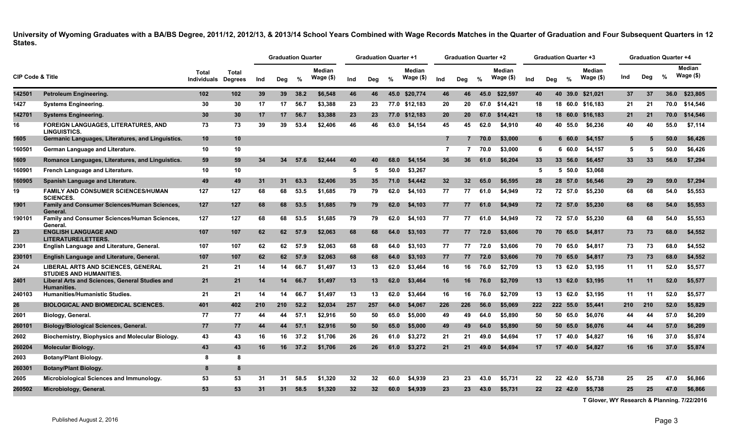**University of Wyoming Graduates with a BA/BS Degree, 2011/12, 2012/13, & 2013/14 School Years Combined with Wage Records Matches in the Quarter of Graduation and Four Subsequent Quarters in 12 States.**

| CIP Code & Title | | Total Individuals | Total Degrees | Graduation Quarter | | | | Graduation Quarter +1 | | | | Graduation Quarter +2 | | | | Graduation Quarter +3 | | | | Graduation Quarter +4 | | | |
|---|---|---|---|---|---|---|---|---|---|---|---|---|---|---|---|---|---|---|---|---|---|---|---|
| | | | | Ind | Deg | % | Median Wage ($) | Ind | Deg | % | Median Wage ($) | Ind | Deg | % | Median Wage ($) | Ind | Deg | % | Median Wage ($) | Ind | Deg | % | Median Wage ($) |
| 142501 | Petroleum Engineering. | 102 | 102 | 39 | 39 | 38.2 | $6,548 | 46 | 46 | 45.0 | $20,774 | 46 | 46 | 45.0 | $22,597 | 40 | 40 | 39.0 | $21,021 | 37 | 37 | 36.0 | $23,805 |
| 1427 | Systems Engineering. | 30 | 30 | 17 | 17 | 56.7 | $3,388 | 23 | 23 | 77.0 | $12,183 | 20 | 20 | 67.0 | $14,421 | 18 | 18 | 60.0 | $16,183 | 21 | 21 | 70.0 | $14,546 |
| 142701 | Systems Engineering. | 30 | 30 | 17 | 17 | 56.7 | $3,388 | 23 | 23 | 77.0 | $12,183 | 20 | 20 | 67.0 | $14,421 | 18 | 18 | 60.0 | $16,183 | 21 | 21 | 70.0 | $14,546 |
| 16 | FOREIGN LANGUAGES, LITERATURES, AND LINGUISTICS. | 73 | 73 | 39 | 39 | 53.4 | $2,406 | 46 | 46 | 63.0 | $4,154 | 45 | 45 | 62.0 | $4,910 | 40 | 40 | 55.0 | $6,236 | 40 | 40 | 55.0 | $7,114 |
| 1605 | Germanic Languages, Literatures, and Linguistics. | 10 | 10 | | | | | | | | | 7 | 7 | 70.0 | $3,000 | 6 | 6 | 60.0 | $4,157 | 5 | 5 | 50.0 | $6,426 |
| 160501 | German Language and Literature. | 10 | 10 | | | | | | | | | 7 | 7 | 70.0 | $3,000 | 6 | 6 | 60.0 | $4,157 | 5 | 5 | 50.0 | $6,426 |
| 1609 | Romance Languages, Literatures, and Linguistics. | 59 | 59 | 34 | 34 | 57.6 | $2,444 | 40 | 40 | 68.0 | $4,154 | 36 | 36 | 61.0 | $6,204 | 33 | 33 | 56.0 | $6,457 | 33 | 33 | 56.0 | $7,294 |
| 160901 | French Language and Literature. | 10 | 10 | | | | | 5 | 5 | 50.0 | $3,267 | | | | | 5 | 5 | 50.0 | $3,068 | | | | |
| 160905 | Spanish Language and Literature. | 49 | 49 | 31 | 31 | 63.3 | $2,406 | 35 | 35 | 71.0 | $4,442 | 32 | 32 | 65.0 | $6,595 | 28 | 28 | 57.0 | $6,546 | 29 | 29 | 59.0 | $7,294 |
| 19 | FAMILY AND CONSUMER SCIENCES/HUMAN SCIENCES. | 127 | 127 | 68 | 68 | 53.5 | $1,685 | 79 | 79 | 62.0 | $4,103 | 77 | 77 | 61.0 | $4,949 | 72 | 72 | 57.0 | $5,230 | 68 | 68 | 54.0 | $5,553 |
| 1901 | Family and Consumer Sciences/Human Sciences, General. | 127 | 127 | 68 | 68 | 53.5 | $1,685 | 79 | 79 | 62.0 | $4,103 | 77 | 77 | 61.0 | $4,949 | 72 | 72 | 57.0 | $5,230 | 68 | 68 | 54.0 | $5,553 |
| 190101 | Family and Consumer Sciences/Human Sciences, General. | 127 | 127 | 68 | 68 | 53.5 | $1,685 | 79 | 79 | 62.0 | $4,103 | 77 | 77 | 61.0 | $4,949 | 72 | 72 | 57.0 | $5,230 | 68 | 68 | 54.0 | $5,553 |
| 23 | ENGLISH LANGUAGE AND LITERATURE/LETTERS. | 107 | 107 | 62 | 62 | 57.9 | $2,063 | 68 | 68 | 64.0 | $3,103 | 77 | 77 | 72.0 | $3,606 | 70 | 70 | 65.0 | $4,817 | 73 | 73 | 68.0 | $4,552 |
| 2301 | English Language and Literature, General. | 107 | 107 | 62 | 62 | 57.9 | $2,063 | 68 | 68 | 64.0 | $3,103 | 77 | 77 | 72.0 | $3,606 | 70 | 70 | 65.0 | $4,817 | 73 | 73 | 68.0 | $4,552 |
| 230101 | English Language and Literature, General. | 107 | 107 | 62 | 62 | 57.9 | $2,063 | 68 | 68 | 64.0 | $3,103 | 77 | 77 | 72.0 | $3,606 | 70 | 70 | 65.0 | $4,817 | 73 | 73 | 68.0 | $4,552 |
| 24 | LIBERAL ARTS AND SCIENCES, GENERAL STUDIES AND HUMANITIES. | 21 | 21 | 14 | 14 | 66.7 | $1,497 | 13 | 13 | 62.0 | $3,464 | 16 | 16 | 76.0 | $2,709 | 13 | 13 | 62.0 | $3,195 | 11 | 11 | 52.0 | $5,577 |
| 2401 | Liberal Arts and Sciences, General Studies and Humanities. | 21 | 21 | 14 | 14 | 66.7 | $1,497 | 13 | 13 | 62.0 | $3,464 | 16 | 16 | 76.0 | $2,709 | 13 | 13 | 62.0 | $3,195 | 11 | 11 | 52.0 | $5,577 |
| 240103 | Humanities/Humanistic Studies. | 21 | 21 | 14 | 14 | 66.7 | $1,497 | 13 | 13 | 62.0 | $3,464 | 16 | 16 | 76.0 | $2,709 | 13 | 13 | 62.0 | $3,195 | 11 | 11 | 52.0 | $5,577 |
| 26 | BIOLOGICAL AND BIOMEDICAL SCIENCES. | 401 | 402 | 210 | 210 | 52.2 | $2,034 | 257 | 257 | 64.0 | $4,067 | 226 | 226 | 56.0 | $5,069 | 222 | 222 | 55.0 | $5,441 | 210 | 210 | 52.0 | $5,829 |
| 2601 | Biology, General. | 77 | 77 | 44 | 44 | 57.1 | $2,916 | 50 | 50 | 65.0 | $5,000 | 49 | 49 | 64.0 | $5,890 | 50 | 50 | 65.0 | $6,076 | 44 | 44 | 57.0 | $6,209 |
| 260101 | Biology/Biological Sciences, General. | 77 | 77 | 44 | 44 | 57.1 | $2,916 | 50 | 50 | 65.0 | $5,000 | 49 | 49 | 64.0 | $5,890 | 50 | 50 | 65.0 | $6,076 | 44 | 44 | 57.0 | $6,209 |
| 2602 | Biochemistry, Biophysics and Molecular Biology. | 43 | 43 | 16 | 16 | 37.2 | $1,706 | 26 | 26 | 61.0 | $3,272 | 21 | 21 | 49.0 | $4,694 | 17 | 17 | 40.0 | $4,827 | 16 | 16 | 37.0 | $5,874 |
| 260204 | Molecular Biology. | 43 | 43 | 16 | 16 | 37.2 | $1,706 | 26 | 26 | 61.0 | $3,272 | 21 | 21 | 49.0 | $4,694 | 17 | 17 | 40.0 | $4,827 | 16 | 16 | 37.0 | $5,874 |
| 2603 | Botany/Plant Biology. | 8 | 8 | | | | | | | | | | | | | | | | | | | | |
| 260301 | Botany/Plant Biology. | 8 | 8 | | | | | | | | | | | | | | | | | | | | |
| 2605 | Microbiological Sciences and Immunology. | 53 | 53 | 31 | 31 | 58.5 | $1,320 | 32 | 32 | 60.0 | $4,939 | 23 | 23 | 43.0 | $5,731 | 22 | 22 | 42.0 | $5,738 | 25 | 25 | 47.0 | $6,866 |
| 260502 | Microbiology, General. | 53 | 53 | 31 | 31 | 58.5 | $1,320 | 32 | 32 | 60.0 | $4,939 | 23 | 23 | 43.0 | $5,731 | 22 | 22 | 42.0 | $5,738 | 25 | 25 | 47.0 | $6,866 |

T Glover, WY Research & Planning. 7/22/2016

Published August 2, 2016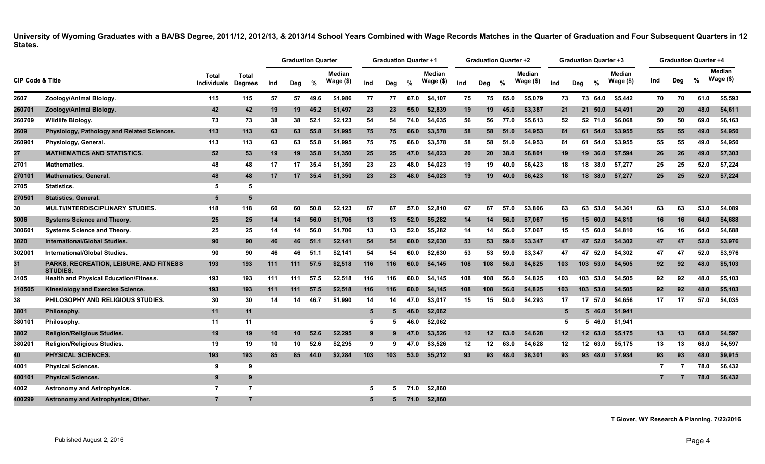**University of Wyoming Graduates with a BA/BS Degree, 2011/12, 2012/13, & 2013/14 School Years Combined with Wage Records Matches in the Quarter of Graduation and Four Subsequent Quarters in 12 States.**

| CIP Code & Title | | Total Individuals | Total Degrees | Graduation Quarter | | | | Graduation Quarter +1 | | | | Graduation Quarter +2 | | | | Graduation Quarter +3 | | | | Graduation Quarter +4 | | | |
|---|---|---|---|---|---|---|---|---|---|---|---|---|---|---|---|---|---|---|---|---|---|---|---|
| | | | | Ind | Deg | % | Median Wage ($) | Ind | Deg | % | Median Wage ($) | Ind | Deg | % | Median Wage ($) | Ind | Deg | % | Median Wage ($) | Ind | Deg | % | Median Wage ($) |
| 2607 | Zoology/Animal Biology. | 115 | 115 | 57 | 57 | 49.6 | $1,986 | 77 | 77 | 67.0 | $4,107 | 75 | 75 | 65.0 | $5,079 | 73 | 73 | 64.0 | $5,442 | 70 | 70 | 61.0 | $5,593 |
| 260701 | Zoology/Animal Biology. | 42 | 42 | 19 | 19 | 45.2 | $1,497 | 23 | 23 | 55.0 | $2,839 | 19 | 19 | 45.0 | $3,387 | 21 | 21 | 50.0 | $4,491 | 20 | 20 | 48.0 | $4,611 |
| 260709 | Wildlife Biology. | 73 | 73 | 38 | 38 | 52.1 | $2,123 | 54 | 54 | 74.0 | $4,635 | 56 | 56 | 77.0 | $5,613 | 52 | 52 | 71.0 | $6,068 | 50 | 50 | 69.0 | $6,163 |
| 2609 | Physiology, Pathology and Related Sciences. | 113 | 113 | 63 | 63 | 55.8 | $1,995 | 75 | 75 | 66.0 | $3,578 | 58 | 58 | 51.0 | $4,953 | 61 | 61 | 54.0 | $3,955 | 55 | 55 | 49.0 | $4,950 |
| 260901 | Physiology, General. | 113 | 113 | 63 | 63 | 55.8 | $1,995 | 75 | 75 | 66.0 | $3,578 | 58 | 58 | 51.0 | $4,953 | 61 | 61 | 54.0 | $3,955 | 55 | 55 | 49.0 | $4,950 |
| 27 | MATHEMATICS AND STATISTICS. | 52 | 53 | 19 | 19 | 35.8 | $1,350 | 25 | 25 | 47.0 | $4,023 | 20 | 20 | 38.0 | $6,801 | 19 | 19 | 36.0 | $7,594 | 26 | 26 | 49.0 | $7,303 |
| 2701 | Mathematics. | 48 | 48 | 17 | 17 | 35.4 | $1,350 | 23 | 23 | 48.0 | $4,023 | 19 | 19 | 40.0 | $6,423 | 18 | 18 | 38.0 | $7,277 | 25 | 25 | 52.0 | $7,224 |
| 270101 | Mathematics, General. | 48 | 48 | 17 | 17 | 35.4 | $1,350 | 23 | 23 | 48.0 | $4,023 | 19 | 19 | 40.0 | $6,423 | 18 | 18 | 38.0 | $7,277 | 25 | 25 | 52.0 | $7,224 |
| 2705 | Statistics. | 5 | 5 | | | | | | | | | | | | | | | | | | | | |
| 270501 | Statistics, General. | 5 | 5 | | | | | | | | | | | | | | | | | | | | |
| 30 | MULTI/INTERDISCIPLINARY STUDIES. | 118 | 118 | 60 | 60 | 50.8 | $2,123 | 67 | 67 | 57.0 | $2,810 | 67 | 67 | 57.0 | $3,806 | 63 | 63 | 53.0 | $4,361 | 63 | 63 | 53.0 | $4,089 |
| 3006 | Systems Science and Theory. | 25 | 25 | 14 | 14 | 56.0 | $1,706 | 13 | 13 | 52.0 | $5,282 | 14 | 14 | 56.0 | $7,067 | 15 | 15 | 60.0 | $4,810 | 16 | 16 | 64.0 | $4,688 |
| 300601 | Systems Science and Theory. | 25 | 25 | 14 | 14 | 56.0 | $1,706 | 13 | 13 | 52.0 | $5,282 | 14 | 14 | 56.0 | $7,067 | 15 | 15 | 60.0 | $4,810 | 16 | 16 | 64.0 | $4,688 |
| 3020 | International/Global Studies. | 90 | 90 | 46 | 46 | 51.1 | $2,141 | 54 | 54 | 60.0 | $2,630 | 53 | 53 | 59.0 | $3,347 | 47 | 47 | 52.0 | $4,302 | 47 | 47 | 52.0 | $3,976 |
| 302001 | International/Global Studies. | 90 | 90 | 46 | 46 | 51.1 | $2,141 | 54 | 54 | 60.0 | $2,630 | 53 | 53 | 59.0 | $3,347 | 47 | 47 | 52.0 | $4,302 | 47 | 47 | 52.0 | $3,976 |
| 31 | PARKS, RECREATION, LEISURE, AND FITNESS STUDIES. | 193 | 193 | 111 | 111 | 57.5 | $2,518 | 116 | 116 | 60.0 | $4,145 | 108 | 108 | 56.0 | $4,825 | 103 | 103 | 53.0 | $4,505 | 92 | 92 | 48.0 | $5,103 |
| 3105 | Health and Physical Education/Fitness. | 193 | 193 | 111 | 111 | 57.5 | $2,518 | 116 | 116 | 60.0 | $4,145 | 108 | 108 | 56.0 | $4,825 | 103 | 103 | 53.0 | $4,505 | 92 | 92 | 48.0 | $5,103 |
| 310505 | Kinesiology and Exercise Science. | 193 | 193 | 111 | 111 | 57.5 | $2,518 | 116 | 116 | 60.0 | $4,145 | 108 | 108 | 56.0 | $4,825 | 103 | 103 | 53.0 | $4,505 | 92 | 92 | 48.0 | $5,103 |
| 38 | PHILOSOPHY AND RELIGIOUS STUDIES. | 30 | 30 | 14 | 14 | 46.7 | $1,990 | 14 | 14 | 47.0 | $3,017 | 15 | 15 | 50.0 | $4,293 | 17 | 17 | 57.0 | $4,656 | 17 | 17 | 57.0 | $4,035 |
| 3801 | Philosophy. | 11 | 11 | | | | | 5 | 5 | 46.0 | $2,062 | | | | | 5 | 5 | 46.0 | $1,941 | | | | |
| 380101 | Philosophy. | 11 | 11 | | | | | 5 | 5 | 46.0 | $2,062 | | | | | 5 | 5 | 46.0 | $1,941 | | | | |
| 3802 | Religion/Religious Studies. | 19 | 19 | 10 | 10 | 52.6 | $2,295 | 9 | 9 | 47.0 | $3,526 | 12 | 12 | 63.0 | $4,628 | 12 | 12 | 63.0 | $5,175 | 13 | 13 | 68.0 | $4,597 |
| 380201 | Religion/Religious Studies. | 19 | 19 | 10 | 10 | 52.6 | $2,295 | 9 | 9 | 47.0 | $3,526 | 12 | 12 | 63.0 | $4,628 | 12 | 12 | 63.0 | $5,175 | 13 | 13 | 68.0 | $4,597 |
| 40 | PHYSICAL SCIENCES. | 193 | 193 | 85 | 85 | 44.0 | $2,284 | 103 | 103 | 53.0 | $5,212 | 93 | 93 | 48.0 | $8,301 | 93 | 93 | 48.0 | $7,934 | 93 | 93 | 48.0 | $9,915 |
| 4001 | Physical Sciences. | 9 | 9 | | | | | | | | | | | | | | | | | 7 | 7 | 78.0 | $6,432 |
| 400101 | Physical Sciences. | 9 | 9 | | | | | | | | | | | | | | | | | 7 | 7 | 78.0 | $6,432 |
| 4002 | Astronomy and Astrophysics. | 7 | 7 | | | | | 5 | 5 | 71.0 | $2,860 | | | | | | | | | | | | |
| 400299 | Astronomy and Astrophysics, Other. | 7 | 7 | | | | | 5 | 5 | 71.0 | $2,860 | | | | | | | | | | | | |

T Glover, WY Research & Planning. 7/22/2016

Published August 2, 2016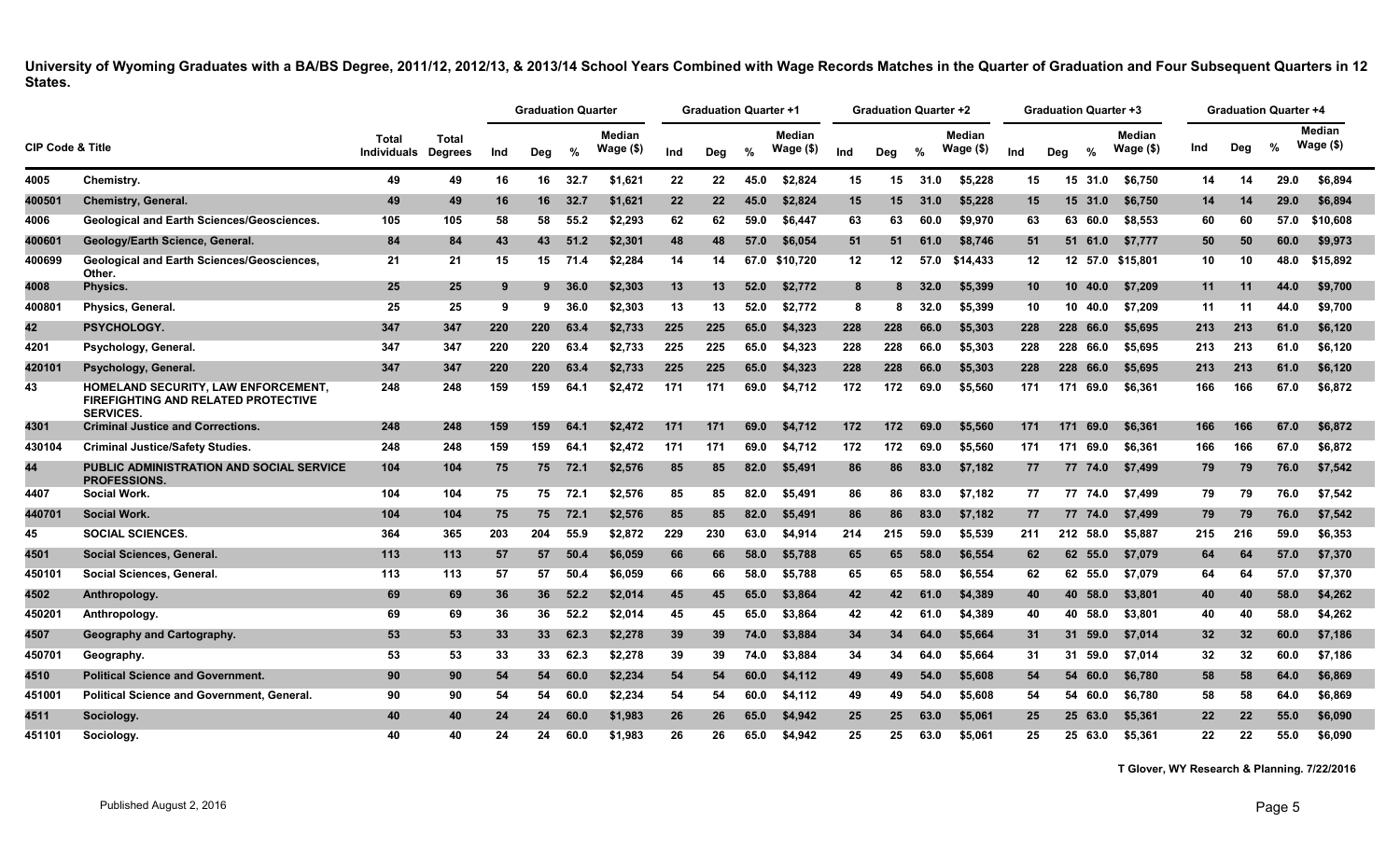**University of Wyoming Graduates with a BA/BS Degree, 2011/12, 2012/13, & 2013/14 School Years Combined with Wage Records Matches in the Quarter of Graduation and Four Subsequent Quarters in 12 States.**

| CIP Code & Title | | Total Individuals | Total Degrees | Graduation Quarter | | | | Graduation Quarter +1 | | | | Graduation Quarter +2 | | | | Graduation Quarter +3 | | | | Graduation Quarter +4 | | | |
|---|---|---|---|---|---|---|---|---|---|---|---|---|---|---|---|---|---|---|---|---|---|---|---|
| | | | | Ind | Deg | % | Median Wage ($) | Ind | Deg | % | Median Wage ($) | Ind | Deg | % | Median Wage ($) | Ind | Deg | % | Median Wage ($) | Ind | Deg | % | Median Wage ($) |
| 4005 | Chemistry. | 49 | 49 | 16 | 16 | 32.7 | $1,621 | 22 | 22 | 45.0 | $2,824 | 15 | 15 | 31.0 | $5,228 | 15 | 15 | 31.0 | $6,750 | 14 | 14 | 29.0 | $6,894 |
| 400501 | Chemistry, General. | 49 | 49 | 16 | 16 | 32.7 | $1,621 | 22 | 22 | 45.0 | $2,824 | 15 | 15 | 31.0 | $5,228 | 15 | 15 | 31.0 | $6,750 | 14 | 14 | 29.0 | $6,894 |
| 4006 | Geological and Earth Sciences/Geosciences. | 105 | 105 | 58 | 58 | 55.2 | $2,293 | 62 | 62 | 59.0 | $6,447 | 63 | 63 | 60.0 | $9,970 | 63 | 63 | 60.0 | $8,553 | 60 | 60 | 57.0 | $10,608 |
| 400601 | Geology/Earth Science, General. | 84 | 84 | 43 | 43 | 51.2 | $2,301 | 48 | 48 | 57.0 | $6,054 | 51 | 51 | 61.0 | $8,746 | 51 | 51 | 61.0 | $7,777 | 50 | 50 | 60.0 | $9,973 |
| 400699 | Geological and Earth Sciences/Geosciences, Other. | 21 | 21 | 15 | 15 | 71.4 | $2,284 | 14 | 14 | 67.0 | $10,720 | 12 | 12 | 57.0 | $14,433 | 12 | 12 | 57.0 | $15,801 | 10 | 10 | 48.0 | $15,892 |
| 4008 | Physics. | 25 | 25 | 9 | 9 | 36.0 | $2,303 | 13 | 13 | 52.0 | $2,772 | 8 | 8 | 32.0 | $5,399 | 10 | 10 | 40.0 | $7,209 | 11 | 11 | 44.0 | $9,700 |
| 400801 | Physics, General. | 25 | 25 | 9 | 9 | 36.0 | $2,303 | 13 | 13 | 52.0 | $2,772 | 8 | 8 | 32.0 | $5,399 | 10 | 10 | 40.0 | $7,209 | 11 | 11 | 44.0 | $9,700 |
| 42 | PSYCHOLOGY. | 347 | 347 | 220 | 220 | 63.4 | $2,733 | 225 | 225 | 65.0 | $4,323 | 228 | 228 | 66.0 | $5,303 | 228 | 228 | 66.0 | $5,695 | 213 | 213 | 61.0 | $6,120 |
| 4201 | Psychology, General. | 347 | 347 | 220 | 220 | 63.4 | $2,733 | 225 | 225 | 65.0 | $4,323 | 228 | 228 | 66.0 | $5,303 | 228 | 228 | 66.0 | $5,695 | 213 | 213 | 61.0 | $6,120 |
| 420101 | Psychology, General. | 347 | 347 | 220 | 220 | 63.4 | $2,733 | 225 | 225 | 65.0 | $4,323 | 228 | 228 | 66.0 | $5,303 | 228 | 228 | 66.0 | $5,695 | 213 | 213 | 61.0 | $6,120 |
| 43 | HOMELAND SECURITY, LAW ENFORCEMENT, FIREFIGHTING AND RELATED PROTECTIVE SERVICES. | 248 | 248 | 159 | 159 | 64.1 | $2,472 | 171 | 171 | 69.0 | $4,712 | 172 | 172 | 69.0 | $5,560 | 171 | 171 | 69.0 | $6,361 | 166 | 166 | 67.0 | $6,872 |
| 4301 | Criminal Justice and Corrections. | 248 | 248 | 159 | 159 | 64.1 | $2,472 | 171 | 171 | 69.0 | $4,712 | 172 | 172 | 69.0 | $5,560 | 171 | 171 | 69.0 | $6,361 | 166 | 166 | 67.0 | $6,872 |
| 430104 | Criminal Justice/Safety Studies. | 248 | 248 | 159 | 159 | 64.1 | $2,472 | 171 | 171 | 69.0 | $4,712 | 172 | 172 | 69.0 | $5,560 | 171 | 171 | 69.0 | $6,361 | 166 | 166 | 67.0 | $6,872 |
| 44 | PUBLIC ADMINISTRATION AND SOCIAL SERVICE PROFESSIONS. | 104 | 104 | 75 | 75 | 72.1 | $2,576 | 85 | 85 | 82.0 | $5,491 | 86 | 86 | 83.0 | $7,182 | 77 | 77 | 74.0 | $7,499 | 79 | 79 | 76.0 | $7,542 |
| 4407 | Social Work. | 104 | 104 | 75 | 75 | 72.1 | $2,576 | 85 | 85 | 82.0 | $5,491 | 86 | 86 | 83.0 | $7,182 | 77 | 77 | 74.0 | $7,499 | 79 | 79 | 76.0 | $7,542 |
| 440701 | Social Work. | 104 | 104 | 75 | 75 | 72.1 | $2,576 | 85 | 85 | 82.0 | $5,491 | 86 | 86 | 83.0 | $7,182 | 77 | 77 | 74.0 | $7,499 | 79 | 79 | 76.0 | $7,542 |
| 45 | SOCIAL SCIENCES. | 364 | 365 | 203 | 204 | 55.9 | $2,872 | 229 | 230 | 63.0 | $4,914 | 214 | 215 | 59.0 | $5,539 | 211 | 212 | 58.0 | $5,887 | 215 | 216 | 59.0 | $6,353 |
| 4501 | Social Sciences, General. | 113 | 113 | 57 | 57 | 50.4 | $6,059 | 66 | 66 | 58.0 | $5,788 | 65 | 65 | 58.0 | $6,554 | 62 | 62 | 55.0 | $7,079 | 64 | 64 | 57.0 | $7,370 |
| 450101 | Social Sciences, General. | 113 | 113 | 57 | 57 | 50.4 | $6,059 | 66 | 66 | 58.0 | $5,788 | 65 | 65 | 58.0 | $6,554 | 62 | 62 | 55.0 | $7,079 | 64 | 64 | 57.0 | $7,370 |
| 4502 | Anthropology. | 69 | 69 | 36 | 36 | 52.2 | $2,014 | 45 | 45 | 65.0 | $3,864 | 42 | 42 | 61.0 | $4,389 | 40 | 40 | 58.0 | $3,801 | 40 | 40 | 58.0 | $4,262 |
| 450201 | Anthropology. | 69 | 69 | 36 | 36 | 52.2 | $2,014 | 45 | 45 | 65.0 | $3,864 | 42 | 42 | 61.0 | $4,389 | 40 | 40 | 58.0 | $3,801 | 40 | 40 | 58.0 | $4,262 |
| 4507 | Geography and Cartography. | 53 | 53 | 33 | 33 | 62.3 | $2,278 | 39 | 39 | 74.0 | $3,884 | 34 | 34 | 64.0 | $5,664 | 31 | 31 | 59.0 | $7,014 | 32 | 32 | 60.0 | $7,186 |
| 450701 | Geography. | 53 | 53 | 33 | 33 | 62.3 | $2,278 | 39 | 39 | 74.0 | $3,884 | 34 | 34 | 64.0 | $5,664 | 31 | 31 | 59.0 | $7,014 | 32 | 32 | 60.0 | $7,186 |
| 4510 | Political Science and Government. | 90 | 90 | 54 | 54 | 60.0 | $2,234 | 54 | 54 | 60.0 | $4,112 | 49 | 49 | 54.0 | $5,608 | 54 | 54 | 60.0 | $6,780 | 58 | 58 | 64.0 | $6,869 |
| 451001 | Political Science and Government, General. | 90 | 90 | 54 | 54 | 60.0 | $2,234 | 54 | 54 | 60.0 | $4,112 | 49 | 49 | 54.0 | $5,608 | 54 | 54 | 60.0 | $6,780 | 58 | 58 | 64.0 | $6,869 |
| 4511 | Sociology. | 40 | 40 | 24 | 24 | 60.0 | $1,983 | 26 | 26 | 65.0 | $4,942 | 25 | 25 | 63.0 | $5,061 | 25 | 25 | 63.0 | $5,361 | 22 | 22 | 55.0 | $6,090 |
| 451101 | Sociology. | 40 | 40 | 24 | 24 | 60.0 | $1,983 | 26 | 26 | 65.0 | $4,942 | 25 | 25 | 63.0 | $5,061 | 25 | 25 | 63.0 | $5,361 | 22 | 22 | 55.0 | $6,090 |

T Glover, WY Research & Planning. 7/22/2016

Published August 2, 2016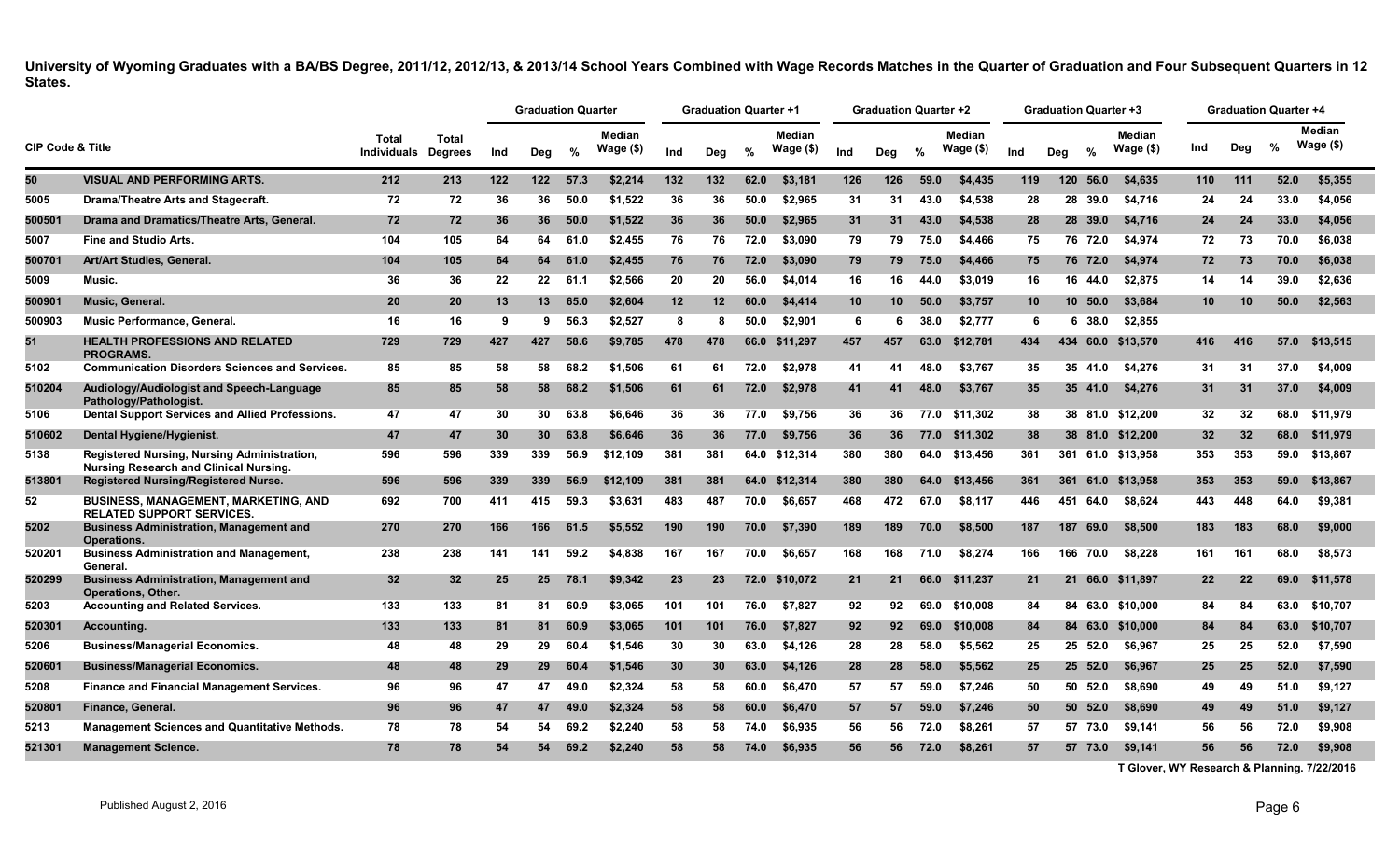**University of Wyoming Graduates with a BA/BS Degree, 2011/12, 2012/13, & 2013/14 School Years Combined with Wage Records Matches in the Quarter of Graduation and Four Subsequent Quarters in 12 States.**

| CIP Code & Title | | Total Individuals | Total Degrees | Graduation Quarter | | | | Graduation Quarter +1 | | | | Graduation Quarter +2 | | | | Graduation Quarter +3 | | | | Graduation Quarter +4 | | | |
|---|---|---|---|---|---|---|---|---|---|---|---|---|---|---|---|---|---|---|---|---|---|---|---|
| | | | | Ind | Deg | % | Median Wage ($) | Ind | Deg | % | Median Wage ($) | Ind | Deg | % | Median Wage ($) | Ind | Deg | % | Median Wage ($) | Ind | Deg | % | Median Wage ($) |
| 50 | VISUAL AND PERFORMING ARTS. | 212 | 213 | 122 | 122 | 57.3 | $2,214 | 132 | 132 | 62.0 | $3,181 | 126 | 126 | 59.0 | $4,435 | 119 | 120 | 56.0 | $4,635 | 110 | 111 | 52.0 | $5,355 |
| 5005 | Drama/Theatre Arts and Stagecraft. | 72 | 72 | 36 | 36 | 50.0 | $1,522 | 36 | 36 | 50.0 | $2,965 | 31 | 31 | 43.0 | $4,538 | 28 | 28 | 39.0 | $4,716 | 24 | 24 | 33.0 | $4,056 |
| 500501 | Drama and Dramatics/Theatre Arts, General. | 72 | 72 | 36 | 36 | 50.0 | $1,522 | 36 | 36 | 50.0 | $2,965 | 31 | 31 | 43.0 | $4,538 | 28 | 28 | 39.0 | $4,716 | 24 | 24 | 33.0 | $4,056 |
| 5007 | Fine and Studio Arts. | 104 | 105 | 64 | 64 | 61.0 | $2,455 | 76 | 76 | 72.0 | $3,090 | 79 | 79 | 75.0 | $4,466 | 75 | 76 | 72.0 | $4,974 | 72 | 73 | 70.0 | $6,038 |
| 500701 | Art/Art Studies, General. | 104 | 105 | 64 | 64 | 61.0 | $2,455 | 76 | 76 | 72.0 | $3,090 | 79 | 79 | 75.0 | $4,466 | 75 | 76 | 72.0 | $4,974 | 72 | 73 | 70.0 | $6,038 |
| 5009 | Music. | 36 | 36 | 22 | 22 | 61.1 | $2,566 | 20 | 20 | 56.0 | $4,014 | 16 | 16 | 44.0 | $3,019 | 16 | 16 | 44.0 | $2,875 | 14 | 14 | 39.0 | $2,636 |
| 500901 | Music, General. | 20 | 20 | 13 | 13 | 65.0 | $2,604 | 12 | 12 | 60.0 | $4,414 | 10 | 10 | 50.0 | $3,757 | 10 | 10 | 50.0 | $3,684 | 10 | 10 | 50.0 | $2,563 |
| 500903 | Music Performance, General. | 16 | 16 | 9 | 9 | 56.3 | $2,527 | 8 | 8 | 50.0 | $2,901 | 6 | 6 | 38.0 | $2,777 | 6 | 6 | 38.0 | $2,855 | | | | |
| 51 | HEALTH PROFESSIONS AND RELATED PROGRAMS. | 729 | 729 | 427 | 427 | 58.6 | $9,785 | 478 | 478 | 66.0 | $11,297 | 457 | 457 | 63.0 | $12,781 | 434 | 434 | 60.0 | $13,570 | 416 | 416 | 57.0 | $13,515 |
| 5102 | Communication Disorders Sciences and Services. | 85 | 85 | 58 | 58 | 68.2 | $1,506 | 61 | 61 | 72.0 | $2,978 | 41 | 41 | 48.0 | $3,767 | 35 | 35 | 41.0 | $4,276 | 31 | 31 | 37.0 | $4,009 |
| 510204 | Audiology/Audiologist and Speech-Language Pathology/Pathologist. | 85 | 85 | 58 | 58 | 68.2 | $1,506 | 61 | 61 | 72.0 | $2,978 | 41 | 41 | 48.0 | $3,767 | 35 | 35 | 41.0 | $4,276 | 31 | 31 | 37.0 | $4,009 |
| 5106 | Dental Support Services and Allied Professions. | 47 | 47 | 30 | 30 | 63.8 | $6,646 | 36 | 36 | 77.0 | $9,756 | 36 | 36 | 77.0 | $11,302 | 38 | 38 | 81.0 | $12,200 | 32 | 32 | 68.0 | $11,979 |
| 510602 | Dental Hygiene/Hygienist. | 47 | 47 | 30 | 30 | 63.8 | $6,646 | 36 | 36 | 77.0 | $9,756 | 36 | 36 | 77.0 | $11,302 | 38 | 38 | 81.0 | $12,200 | 32 | 32 | 68.0 | $11,979 |
| 5138 | Registered Nursing, Nursing Administration, Nursing Research and Clinical Nursing. | 596 | 596 | 339 | 339 | 56.9 | $12,109 | 381 | 381 | 64.0 | $12,314 | 380 | 380 | 64.0 | $13,456 | 361 | 361 | 61.0 | $13,958 | 353 | 353 | 59.0 | $13,867 |
| 513801 | Registered Nursing/Registered Nurse. | 596 | 596 | 339 | 339 | 56.9 | $12,109 | 381 | 381 | 64.0 | $12,314 | 380 | 380 | 64.0 | $13,456 | 361 | 361 | 61.0 | $13,958 | 353 | 353 | 59.0 | $13,867 |
| 52 | BUSINESS, MANAGEMENT, MARKETING, AND RELATED SUPPORT SERVICES. | 692 | 700 | 411 | 415 | 59.3 | $3,631 | 483 | 487 | 70.0 | $6,657 | 468 | 472 | 67.0 | $8,117 | 446 | 451 | 64.0 | $8,624 | 443 | 448 | 64.0 | $9,381 |
| 5202 | Business Administration, Management and Operations. | 270 | 270 | 166 | 166 | 61.5 | $5,552 | 190 | 190 | 70.0 | $7,390 | 189 | 189 | 70.0 | $8,500 | 187 | 187 | 69.0 | $8,500 | 183 | 183 | 68.0 | $9,000 |
| 520201 | Business Administration and Management, General. | 238 | 238 | 141 | 141 | 59.2 | $4,838 | 167 | 167 | 70.0 | $6,657 | 168 | 168 | 71.0 | $8,274 | 166 | 166 | 70.0 | $8,228 | 161 | 161 | 68.0 | $8,573 |
| 520299 | Business Administration, Management and Operations, Other. | 32 | 32 | 25 | 25 | 78.1 | $9,342 | 23 | 23 | 72.0 | $10,072 | 21 | 21 | 66.0 | $11,237 | 21 | 21 | 66.0 | $11,897 | 22 | 22 | 69.0 | $11,578 |
| 5203 | Accounting and Related Services. | 133 | 133 | 81 | 81 | 60.9 | $3,065 | 101 | 101 | 76.0 | $7,827 | 92 | 92 | 69.0 | $10,008 | 84 | 84 | 63.0 | $10,000 | 84 | 84 | 63.0 | $10,707 |
| 520301 | Accounting. | 133 | 133 | 81 | 81 | 60.9 | $3,065 | 101 | 101 | 76.0 | $7,827 | 92 | 92 | 69.0 | $10,008 | 84 | 84 | 63.0 | $10,000 | 84 | 84 | 63.0 | $10,707 |
| 5206 | Business/Managerial Economics. | 48 | 48 | 29 | 29 | 60.4 | $1,546 | 30 | 30 | 63.0 | $4,126 | 28 | 28 | 58.0 | $5,562 | 25 | 25 | 52.0 | $6,967 | 25 | 25 | 52.0 | $7,590 |
| 520601 | Business/Managerial Economics. | 48 | 48 | 29 | 29 | 60.4 | $1,546 | 30 | 30 | 63.0 | $4,126 | 28 | 28 | 58.0 | $5,562 | 25 | 25 | 52.0 | $6,967 | 25 | 25 | 52.0 | $7,590 |
| 5208 | Finance and Financial Management Services. | 96 | 96 | 47 | 47 | 49.0 | $2,324 | 58 | 58 | 60.0 | $6,470 | 57 | 57 | 59.0 | $7,246 | 50 | 50 | 52.0 | $8,690 | 49 | 49 | 51.0 | $9,127 |
| 520801 | Finance, General. | 96 | 96 | 47 | 47 | 49.0 | $2,324 | 58 | 58 | 60.0 | $6,470 | 57 | 57 | 59.0 | $7,246 | 50 | 50 | 52.0 | $8,690 | 49 | 49 | 51.0 | $9,127 |
| 5213 | Management Sciences and Quantitative Methods. | 78 | 78 | 54 | 54 | 69.2 | $2,240 | 58 | 58 | 74.0 | $6,935 | 56 | 56 | 72.0 | $8,261 | 57 | 57 | 73.0 | $9,141 | 56 | 56 | 72.0 | $9,908 |
| 521301 | Management Science. | 78 | 78 | 54 | 54 | 69.2 | $2,240 | 58 | 58 | 74.0 | $6,935 | 56 | 56 | 72.0 | $8,261 | 57 | 57 | 73.0 | $9,141 | 56 | 56 | 72.0 | $9,908 |

T Glover, WY Research & Planning. 7/22/2016

Published August 2, 2016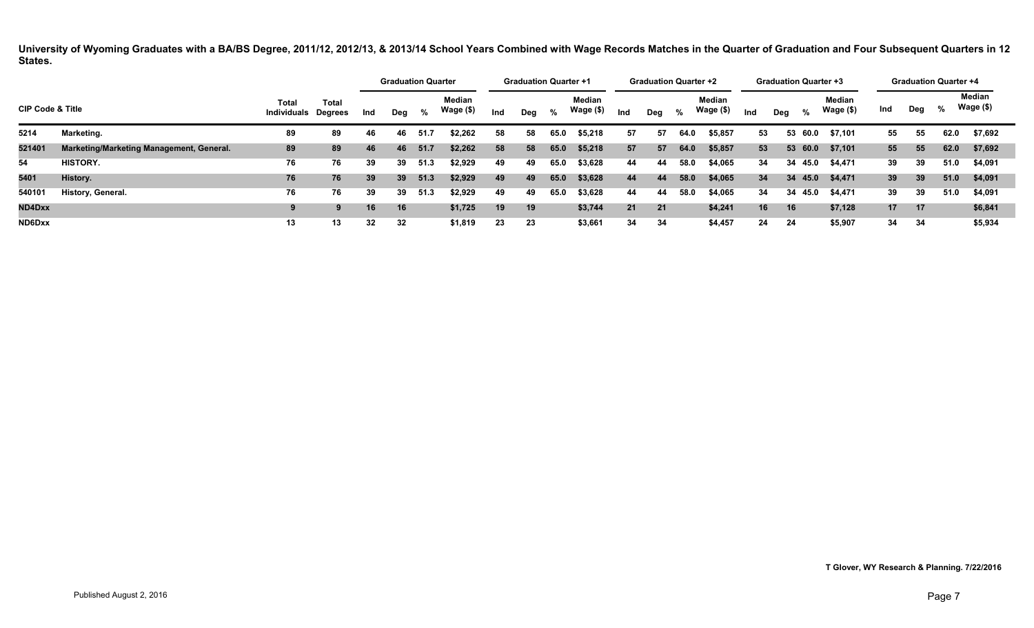**University of Wyoming Graduates with a BA/BS Degree, 2011/12, 2012/13, & 2013/14 School Years Combined with Wage Records Matches in the Quarter of Graduation and Four Subsequent Quarters in 12 States.**

| CIP Code & Title | | Total Individuals | Total Degrees | Graduation Quarter | | | | Graduation Quarter +1 | | | | Graduation Quarter +2 | | | | Graduation Quarter +3 | | | | Graduation Quarter +4 | | | |
|---|---|---|---|---|---|---|---|---|---|---|---|---|---|---|---|---|---|---|---|---|---|---|---|
| | | | | Ind | Deg | % | Median Wage ($) | Ind | Deg | % | Median Wage ($) | Ind | Deg | % | Median Wage ($) | Ind | Deg | % | Median Wage ($) | Ind | Deg | % | Median Wage ($) |
| 5214 | Marketing. | 89 | 89 | 46 | 46 | 51.7 | $2,262 | 58 | 58 | 65.0 | $5,218 | 57 | 57 | 64.0 | $5,857 | 53 | 53 | 60.0 | $7,101 | 55 | 55 | 62.0 | $7,692 |
| 521401 | Marketing/Marketing Management, General. | 89 | 89 | 46 | 46 | 51.7 | $2,262 | 58 | 58 | 65.0 | $5,218 | 57 | 57 | 64.0 | $5,857 | 53 | 53 | 60.0 | $7,101 | 55 | 55 | 62.0 | $7,692 |
| 54 | HISTORY. | 76 | 76 | 39 | 39 | 51.3 | $2,929 | 49 | 49 | 65.0 | $3,628 | 44 | 44 | 58.0 | $4,065 | 34 | 34 | 45.0 | $4,471 | 39 | 39 | 51.0 | $4,091 |
| 5401 | History. | 76 | 76 | 39 | 39 | 51.3 | $2,929 | 49 | 49 | 65.0 | $3,628 | 44 | 44 | 58.0 | $4,065 | 34 | 34 | 45.0 | $4,471 | 39 | 39 | 51.0 | $4,091 |
| 540101 | History, General. | 76 | 76 | 39 | 39 | 51.3 | $2,929 | 49 | 49 | 65.0 | $3,628 | 44 | 44 | 58.0 | $4,065 | 34 | 34 | 45.0 | $4,471 | 39 | 39 | 51.0 | $4,091 |
| ND4Dxx | | 9 | 9 | 16 | 16 | | $1,725 | 19 | 19 | | $3,744 | 21 | 21 | | $4,241 | 16 | 16 | | $7,128 | 17 | 17 | | $6,841 |
| ND6Dxx | | 13 | 13 | 32 | 32 | | $1,819 | 23 | 23 | | $3,661 | 34 | 34 | | $4,457 | 24 | 24 | | $5,907 | 34 | 34 | | $5,934 |

**T Glover, WY Research & Planning. 7/22/2016**

Published August 2, 2016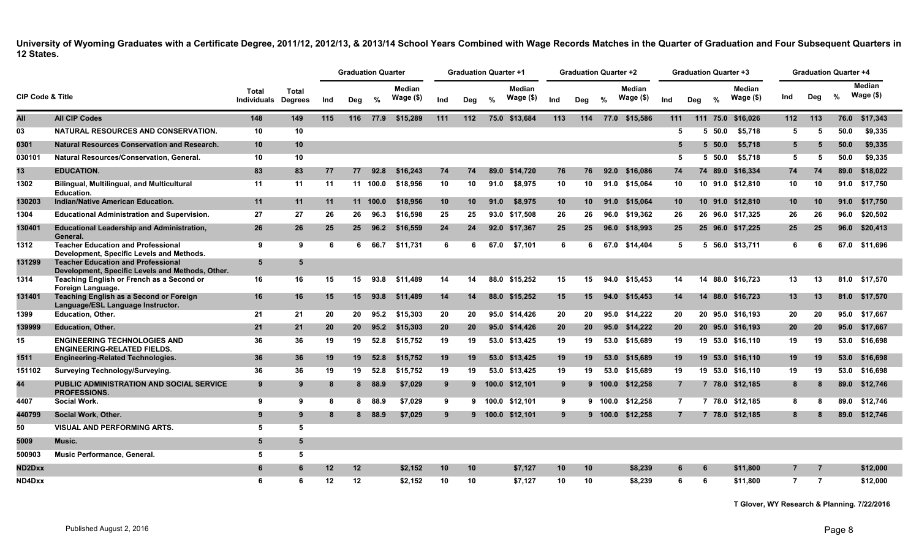**University of Wyoming Graduates with a Certificate Degree, 2011/12, 2012/13, & 2013/14 School Years Combined with Wage Records Matches in the Quarter of Graduation and Four Subsequent Quarters in 12 States.**

| CIP Code & Title | | Total Individuals | Total Degrees | Graduation Quarter | | | | Graduation Quarter +1 | | | | Graduation Quarter +2 | | | | Graduation Quarter +3 | | | | Graduation Quarter +4 | | | |
|---|---|---|---|---|---|---|---|---|---|---|---|---|---|---|---|---|---|---|---|---|---|---|---|
| | | | | Ind | Deg | % | Median Wage ($) | Ind | Deg | % | Median Wage ($) | Ind | Deg | % | Median Wage ($) | Ind | Deg | % | Median Wage ($) | Ind | Deg | % | Median Wage ($) |
| All | All CIP Codes | 148 | 149 | 115 | 116 | 77.9 | $15,289 | 111 | 112 | 75.0 | $13,684 | 113 | 114 | 77.0 | $15,586 | 111 | 111 | 75.0 | $16,026 | 112 | 113 | 76.0 | $17,343 |
| 03 | NATURAL RESOURCES AND CONSERVATION. | 10 | 10 | | | | | | | | | | | | | 5 | 5 | 50.0 | $5,718 | 5 | 5 | 50.0 | $9,335 |
| 0301 | Natural Resources Conservation and Research. | 10 | 10 | | | | | | | | | | | | | 5 | 5 | 50.0 | $5,718 | 5 | 5 | 50.0 | $9,335 |
| 030101 | Natural Resources/Conservation, General. | 10 | 10 | | | | | | | | | | | | | 5 | 5 | 50.0 | $5,718 | 5 | 5 | 50.0 | $9,335 |
| 13 | EDUCATION. | 83 | 83 | 77 | 77 | 92.8 | $16,243 | 74 | 74 | 89.0 | $14,720 | 76 | 76 | 92.0 | $16,086 | 74 | 74 | 89.0 | $16,334 | 74 | 74 | 89.0 | $18,022 |
| 1302 | Bilingual, Multilingual, and Multicultural Education. | 11 | 11 | 11 | 11 | 100.0 | $18,956 | 10 | 10 | 91.0 | $8,975 | 10 | 10 | 91.0 | $15,064 | 10 | 10 | 91.0 | $12,810 | 10 | 10 | 91.0 | $17,750 |
| 130203 | Indian/Native American Education. | 11 | 11 | 11 | 11 | 100.0 | $18,956 | 10 | 10 | 91.0 | $8,975 | 10 | 10 | 91.0 | $15,064 | 10 | 10 | 91.0 | $12,810 | 10 | 10 | 91.0 | $17,750 |
| 1304 | Educational Administration and Supervision. | 27 | 27 | 26 | 26 | 96.3 | $16,598 | 25 | 25 | 93.0 | $17,508 | 26 | 26 | 96.0 | $19,362 | 26 | 26 | 96.0 | $17,325 | 26 | 26 | 96.0 | $20,502 |
| 130401 | Educational Leadership and Administration, General. | 26 | 26 | 25 | 25 | 96.2 | $16,559 | 24 | 24 | 92.0 | $17,367 | 25 | 25 | 96.0 | $18,993 | 25 | 25 | 96.0 | $17,225 | 25 | 25 | 96.0 | $20,413 |
| 1312 | Teacher Education and Professional Development, Specific Levels and Methods. | 9 | 9 | 6 | 6 | 66.7 | $11,731 | 6 | 6 | 67.0 | $7,101 | 6 | 6 | 67.0 | $14,404 | 5 | 5 | 56.0 | $13,711 | 6 | 6 | 67.0 | $11,696 |
| 131299 | Teacher Education and Professional Development, Specific Levels and Methods, Other. | 5 | 5 | | | | | | | | | | | | | | | | | | | | |
| 1314 | Teaching English or French as a Second or Foreign Language. | 16 | 16 | 15 | 15 | 93.8 | $11,489 | 14 | 14 | 88.0 | $15,252 | 15 | 15 | 94.0 | $15,453 | 14 | 14 | 88.0 | $16,723 | 13 | 13 | 81.0 | $17,570 |
| 131401 | Teaching English as a Second or Foreign Language/ESL Language Instructor. | 16 | 16 | 15 | 15 | 93.8 | $11,489 | 14 | 14 | 88.0 | $15,252 | 15 | 15 | 94.0 | $15,453 | 14 | 14 | 88.0 | $16,723 | 13 | 13 | 81.0 | $17,570 |
| 1399 | Education, Other. | 21 | 21 | 20 | 20 | 95.2 | $15,303 | 20 | 20 | 95.0 | $14,426 | 20 | 20 | 95.0 | $14,222 | 20 | 20 | 95.0 | $16,193 | 20 | 20 | 95.0 | $17,667 |
| 139999 | Education, Other. | 21 | 21 | 20 | 20 | 95.2 | $15,303 | 20 | 20 | 95.0 | $14,426 | 20 | 20 | 95.0 | $14,222 | 20 | 20 | 95.0 | $16,193 | 20 | 20 | 95.0 | $17,667 |
| 15 | ENGINEERING TECHNOLOGIES AND ENGINEERING-RELATED FIELDS. | 36 | 36 | 19 | 19 | 52.8 | $15,752 | 19 | 19 | 53.0 | $13,425 | 19 | 19 | 53.0 | $15,689 | 19 | 19 | 53.0 | $16,110 | 19 | 19 | 53.0 | $16,698 |
| 1511 | Engineering-Related Technologies. | 36 | 36 | 19 | 19 | 52.8 | $15,752 | 19 | 19 | 53.0 | $13,425 | 19 | 19 | 53.0 | $15,689 | 19 | 19 | 53.0 | $16,110 | 19 | 19 | 53.0 | $16,698 |
| 151102 | Surveying Technology/Surveying. | 36 | 36 | 19 | 19 | 52.8 | $15,752 | 19 | 19 | 53.0 | $13,425 | 19 | 19 | 53.0 | $15,689 | 19 | 19 | 53.0 | $16,110 | 19 | 19 | 53.0 | $16,698 |
| 44 | PUBLIC ADMINISTRATION AND SOCIAL SERVICE PROFESSIONS. | 9 | 9 | 8 | 8 | 88.9 | $7,029 | 9 | 9 | 100.0 | $12,101 | 9 | 9 | 100.0 | $12,258 | 7 | 7 | 78.0 | $12,185 | 8 | 8 | 89.0 | $12,746 |
| 4407 | Social Work. | 9 | 9 | 8 | 8 | 88.9 | $7,029 | 9 | 9 | 100.0 | $12,101 | 9 | 9 | 100.0 | $12,258 | 7 | 7 | 78.0 | $12,185 | 8 | 8 | 89.0 | $12,746 |
| 440799 | Social Work, Other. | 9 | 9 | 8 | 8 | 88.9 | $7,029 | 9 | 9 | 100.0 | $12,101 | 9 | 9 | 100.0 | $12,258 | 7 | 7 | 78.0 | $12,185 | 8 | 8 | 89.0 | $12,746 |
| 50 | VISUAL AND PERFORMING ARTS. | 5 | 5 | | | | | | | | | | | | | | | | | | | | |
| 5009 | Music. | 5 | 5 | | | | | | | | | | | | | | | | | | | | |
| 500903 | Music Performance, General. | 5 | 5 | | | | | | | | | | | | | | | | | | | | |
| ND2Dxx | | 6 | 6 | 12 | 12 | | $2,152 | 10 | 10 | | $7,127 | 10 | 10 | | $8,239 | 6 | 6 | | $11,800 | 7 | 7 | | $12,000 |
| ND4Dxx | | 6 | 6 | 12 | 12 | | $2,152 | 10 | 10 | | $7,127 | 10 | 10 | | $8,239 | 6 | 6 | | $11,800 | 7 | 7 | | $12,000 |

T Glover, WY Research & Planning. 7/22/2016

Published August 2, 2016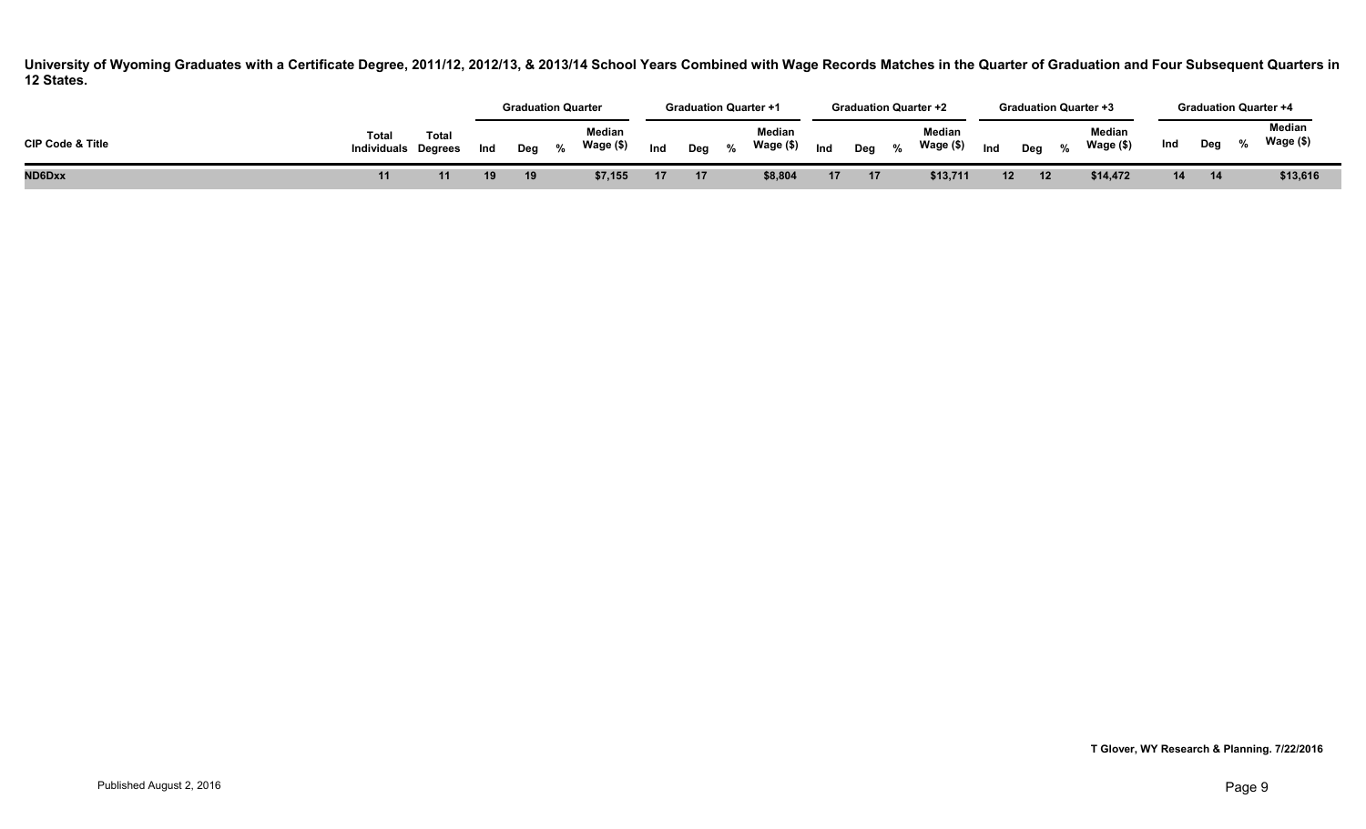**University of Wyoming Graduates with a Certificate Degree, 2011/12, 2012/13, & 2013/14 School Years Combined with Wage Records Matches in the Quarter of Graduation and Four Subsequent Quarters in 12 States.**

| CIP Code & Title | Total Individuals | Total Degrees | Graduation Quarter | | | | Graduation Quarter +1 | | | | Graduation Quarter +2 | | | | Graduation Quarter +3 | | | | Graduation Quarter +4 | | | |
|---|---|---|---|---|---|---|---|---|---|---|---|---|---|---|---|---|---|---|---|---|---|---|
| | | | Ind | Deg | % | Median Wage ($) | Ind | Deg | % | Median Wage ($) | Ind | Deg | % | Median Wage ($) | Ind | Deg | % | Median Wage ($) | Ind | Deg | % | Median Wage ($) |
| **ND6Dxx** | **11** | **11** | **19** | **19** | | **$7,155** | **17** | **17** | | **$8,804** | **17** | **17** | | **$13,711** | **12** | **12** | | **$14,472** | **14** | **14** | | **$13,616** |

**T Glover, WY Research & Planning. 7/22/2016**

Published August 2, 2016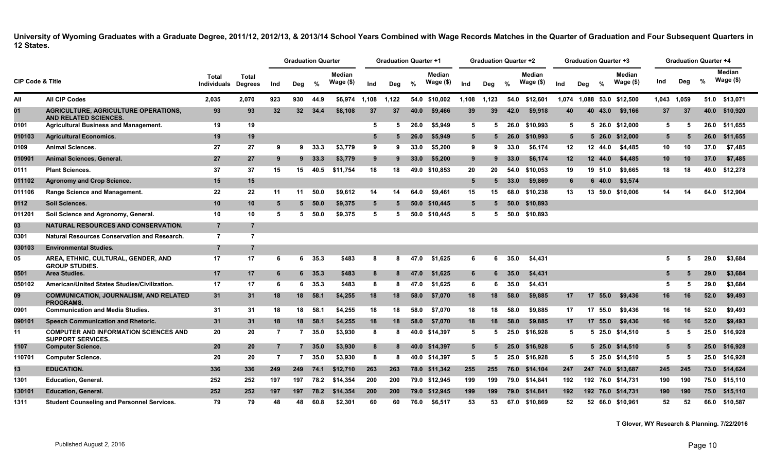**University of Wyoming Graduates with a Graduate Degree, 2011/12, 2012/13, & 2013/14 School Years Combined with Wage Records Matches in the Quarter of Graduation and Four Subsequent Quarters in 12 States.**

| CIP Code & Title | | Total Individuals | Total Degrees | Graduation Quarter | | | | Graduation Quarter +1 | | | | Graduation Quarter +2 | | | | Graduation Quarter +3 | | | | Graduation Quarter +4 | | | |
|---|---|---|---|---|---|---|---|---|---|---|---|---|---|---|---|---|---|---|---|---|---|---|---|
| | | | | Ind | Deg | % | Median Wage ($) | Ind | Deg | % | Median Wage ($) | Ind | Deg | % | Median Wage ($) | Ind | Deg | % | Median Wage ($) | Ind | Deg | % | Median Wage ($) |
| All | All CIP Codes | 2,035 | 2,070 | 923 | 930 | 44.9 | $6,974 | 1,108 | 1,122 | 54.0 | $10,002 | 1,108 | 1,123 | 54.0 | $12,601 | 1,074 | 1,088 | 53.0 | $12,500 | 1,043 | 1,059 | 51.0 | $13,071 |
| 01 | AGRICULTURE, AGRICULTURE OPERATIONS, AND RELATED SCIENCES. | 93 | 93 | 32 | 32 | 34.4 | $8,108 | 37 | 37 | 40.0 | $9,466 | 39 | 39 | 42.0 | $9,918 | 40 | 40 | 43.0 | $9,166 | 37 | 37 | 40.0 | $10,920 |
| 0101 | Agricultural Business and Management. | 19 | 19 | | | | | 5 | 5 | 26.0 | $5,949 | 5 | 5 | 26.0 | $10,993 | 5 | 5 | 26.0 | $12,000 | 5 | 5 | 26.0 | $11,655 |
| 010103 | Agricultural Economics. | 19 | 19 | | | | | 5 | 5 | 26.0 | $5,949 | 5 | 5 | 26.0 | $10,993 | 5 | 5 | 26.0 | $12,000 | 5 | 5 | 26.0 | $11,655 |
| 0109 | Animal Sciences. | 27 | 27 | 9 | 9 | 33.3 | $3,779 | 9 | 9 | 33.0 | $5,200 | 9 | 9 | 33.0 | $6,174 | 12 | 12 | 44.0 | $4,485 | 10 | 10 | 37.0 | $7,485 |
| 010901 | Animal Sciences, General. | 27 | 27 | 9 | 9 | 33.3 | $3,779 | 9 | 9 | 33.0 | $5,200 | 9 | 9 | 33.0 | $6,174 | 12 | 12 | 44.0 | $4,485 | 10 | 10 | 37.0 | $7,485 |
| 0111 | Plant Sciences. | 37 | 37 | 15 | 15 | 40.5 | $11,754 | 18 | 18 | 49.0 | $10,853 | 20 | 20 | 54.0 | $10,053 | 19 | 19 | 51.0 | $9,665 | 18 | 18 | 49.0 | $12,278 |
| 011102 | Agronomy and Crop Science. | 15 | 15 | | | | | | | | | 5 | 5 | 33.0 | $9,869 | 6 | 6 | 40.0 | $3,574 | | | | |
| 011106 | Range Science and Management. | 22 | 22 | 11 | 11 | 50.0 | $9,612 | 14 | 14 | 64.0 | $9,461 | 15 | 15 | 68.0 | $10,238 | 13 | 13 | 59.0 | $10,006 | 14 | 14 | 64.0 | $12,904 |
| 0112 | Soil Sciences. | 10 | 10 | 5 | 5 | 50.0 | $9,375 | 5 | 5 | 50.0 | $10,445 | 5 | 5 | 50.0 | $10,893 | | | | | | | | |
| 011201 | Soil Science and Agronomy, General. | 10 | 10 | 5 | 5 | 50.0 | $9,375 | 5 | 5 | 50.0 | $10,445 | 5 | 5 | 50.0 | $10,893 | | | | | | | | |
| 03 | NATURAL RESOURCES AND CONSERVATION. | 7 | 7 | | | | | | | | | | | | | | | | | | | | |
| 0301 | Natural Resources Conservation and Research. | 7 | 7 | | | | | | | | | | | | | | | | | | | | |
| 030103 | Environmental Studies. | 7 | 7 | | | | | | | | | | | | | | | | | | | | |
| 05 | AREA, ETHNIC, CULTURAL, GENDER, AND GROUP STUDIES. | 17 | 17 | 6 | 6 | 35.3 | $483 | 8 | 8 | 47.0 | $1,625 | 6 | 6 | 35.0 | $4,431 | | | | | 5 | 5 | 29.0 | $3,684 |
| 0501 | Area Studies. | 17 | 17 | 6 | 6 | 35.3 | $483 | 8 | 8 | 47.0 | $1,625 | 6 | 6 | 35.0 | $4,431 | | | | | 5 | 5 | 29.0 | $3,684 |
| 050102 | American/United States Studies/Civilization. | 17 | 17 | 6 | 6 | 35.3 | $483 | 8 | 8 | 47.0 | $1,625 | 6 | 6 | 35.0 | $4,431 | | | | | 5 | 5 | 29.0 | $3,684 |
| 09 | COMMUNICATION, JOURNALISM, AND RELATED PROGRAMS. | 31 | 31 | 18 | 18 | 58.1 | $4,255 | 18 | 18 | 58.0 | $7,070 | 18 | 18 | 58.0 | $9,885 | 17 | 17 | 55.0 | $9,436 | 16 | 16 | 52.0 | $9,493 |
| 0901 | Communication and Media Studies. | 31 | 31 | 18 | 18 | 58.1 | $4,255 | 18 | 18 | 58.0 | $7,070 | 18 | 18 | 58.0 | $9,885 | 17 | 17 | 55.0 | $9,436 | 16 | 16 | 52.0 | $9,493 |
| 090101 | Speech Communication and Rhetoric. | 31 | 31 | 18 | 18 | 58.1 | $4,255 | 18 | 18 | 58.0 | $7,070 | 18 | 18 | 58.0 | $9,885 | 17 | 17 | 55.0 | $9,436 | 16 | 16 | 52.0 | $9,493 |
| 11 | COMPUTER AND INFORMATION SCIENCES AND SUPPORT SERVICES. | 20 | 20 | 7 | 7 | 35.0 | $3,930 | 8 | 8 | 40.0 | $14,397 | 5 | 5 | 25.0 | $16,928 | 5 | 5 | 25.0 | $14,510 | 5 | 5 | 25.0 | $16,928 |
| 1107 | Computer Science. | 20 | 20 | 7 | 7 | 35.0 | $3,930 | 8 | 8 | 40.0 | $14,397 | 5 | 5 | 25.0 | $16,928 | 5 | 5 | 25.0 | $14,510 | 5 | 5 | 25.0 | $16,928 |
| 110701 | Computer Science. | 20 | 20 | 7 | 7 | 35.0 | $3,930 | 8 | 8 | 40.0 | $14,397 | 5 | 5 | 25.0 | $16,928 | 5 | 5 | 25.0 | $14,510 | 5 | 5 | 25.0 | $16,928 |
| 13 | EDUCATION. | 336 | 336 | 249 | 249 | 74.1 | $12,710 | 263 | 263 | 78.0 | $11,342 | 255 | 255 | 76.0 | $14,104 | 247 | 247 | 74.0 | $13,687 | 245 | 245 | 73.0 | $14,624 |
| 1301 | Education, General. | 252 | 252 | 197 | 197 | 78.2 | $14,354 | 200 | 200 | 79.0 | $12,945 | 199 | 199 | 79.0 | $14,841 | 192 | 192 | 76.0 | $14,731 | 190 | 190 | 75.0 | $15,110 |
| 130101 | Education, General. | 252 | 252 | 197 | 197 | 78.2 | $14,354 | 200 | 200 | 79.0 | $12,945 | 199 | 199 | 79.0 | $14,841 | 192 | 192 | 76.0 | $14,731 | 190 | 190 | 75.0 | $15,110 |
| 1311 | Student Counseling and Personnel Services. | 79 | 79 | 48 | 48 | 60.8 | $2,301 | 60 | 60 | 76.0 | $6,517 | 53 | 53 | 67.0 | $10,869 | 52 | 52 | 66.0 | $10,961 | 52 | 52 | 66.0 | $10,587 |

T Glover, WY Research & Planning. 7/22/2016

Published August 2, 2016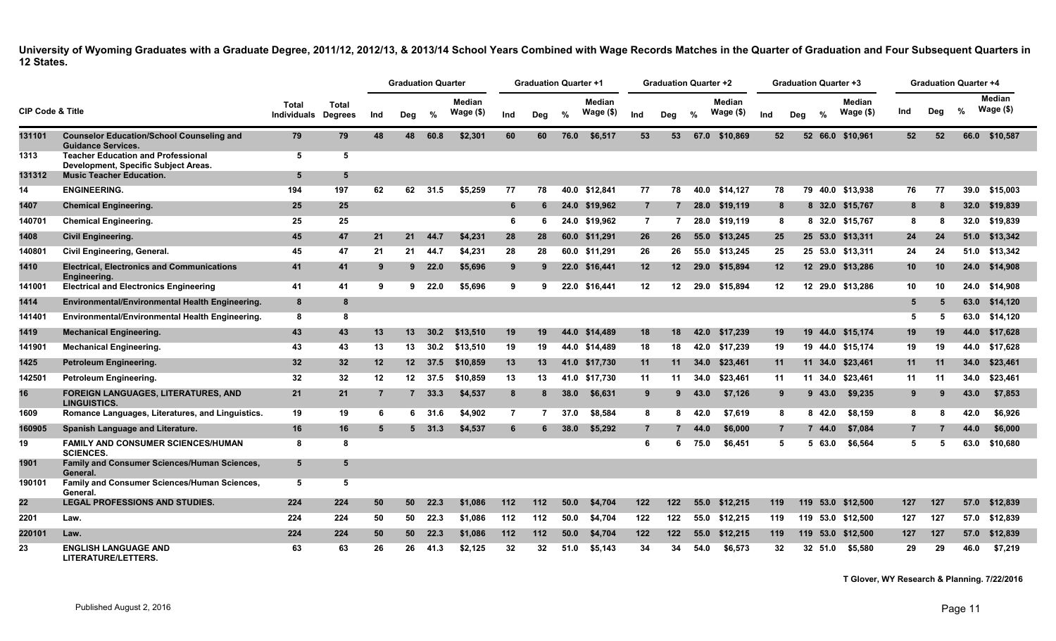**University of Wyoming Graduates with a Graduate Degree, 2011/12, 2012/13, & 2013/14 School Years Combined with Wage Records Matches in the Quarter of Graduation and Four Subsequent Quarters in 12 States.**

| CIP Code & Title | | Total Individuals | Total Degrees | Graduation Quarter | | | | Graduation Quarter +1 | | | | Graduation Quarter +2 | | | | Graduation Quarter +3 | | | | Graduation Quarter +4 | | | |
|---|---|---|---|---|---|---|---|---|---|---|---|---|---|---|---|---|---|---|---|---|---|---|---|
| | | | | Ind | Deg | % | Median Wage ($) | Ind | Deg | % | Median Wage ($) | Ind | Deg | % | Median Wage ($) | Ind | Deg | % | Median Wage ($) | Ind | Deg | % | Median Wage ($) |
| 131101 | Counselor Education/School Counseling and Guidance Services. | 79 | 79 | 48 | 48 | 60.8 | $2,301 | 60 | 60 | 76.0 | $6,517 | 53 | 53 | 67.0 | $10,869 | 52 | 52 | 66.0 | $10,961 | 52 | 52 | 66.0 | $10,587 |
| 1313 | Teacher Education and Professional Development, Specific Subject Areas. | 5 | 5 | | | | | | | | | | | | | | | | | | | | |
| 131312 | Music Teacher Education. | 5 | 5 | | | | | | | | | | | | | | | | | | | | |
| 14 | ENGINEERING. | 194 | 197 | 62 | 62 | 31.5 | $5,259 | 77 | 78 | 40.0 | $12,841 | 77 | 78 | 40.0 | $14,127 | 78 | 79 | 40.0 | $13,938 | 76 | 77 | 39.0 | $15,003 |
| 1407 | Chemical Engineering. | 25 | 25 | | | | | 6 | 6 | 24.0 | $19,962 | 7 | 7 | 28.0 | $19,119 | 8 | 8 | 32.0 | $15,767 | 8 | 8 | 32.0 | $19,839 |
| 140701 | Chemical Engineering. | 25 | 25 | | | | | 6 | 6 | 24.0 | $19,962 | 7 | 7 | 28.0 | $19,119 | 8 | 8 | 32.0 | $15,767 | 8 | 8 | 32.0 | $19,839 |
| 1408 | Civil Engineering. | 45 | 47 | 21 | 21 | 44.7 | $4,231 | 28 | 28 | 60.0 | $11,291 | 26 | 26 | 55.0 | $13,245 | 25 | 25 | 53.0 | $13,311 | 24 | 24 | 51.0 | $13,342 |
| 140801 | Civil Engineering, General. | 45 | 47 | 21 | 21 | 44.7 | $4,231 | 28 | 28 | 60.0 | $11,291 | 26 | 26 | 55.0 | $13,245 | 25 | 25 | 53.0 | $13,311 | 24 | 24 | 51.0 | $13,342 |
| 1410 | Electrical, Electronics and Communications Engineering. | 41 | 41 | 9 | 9 | 22.0 | $5,696 | 9 | 9 | 22.0 | $16,441 | 12 | 12 | 29.0 | $15,894 | 12 | 12 | 29.0 | $13,286 | 10 | 10 | 24.0 | $14,908 |
| 141001 | Electrical and Electronics Engineering | 41 | 41 | 9 | 9 | 22.0 | $5,696 | 9 | 9 | 22.0 | $16,441 | 12 | 12 | 29.0 | $15,894 | 12 | 12 | 29.0 | $13,286 | 10 | 10 | 24.0 | $14,908 |
| 1414 | Environmental/Environmental Health Engineering. | 8 | 8 | | | | | | | | | | | | | | | | | 5 | 5 | 63.0 | $14,120 |
| 141401 | Environmental/Environmental Health Engineering. | 8 | 8 | | | | | | | | | | | | | | | | | 5 | 5 | 63.0 | $14,120 |
| 1419 | Mechanical Engineering. | 43 | 43 | 13 | 13 | 30.2 | $13,510 | 19 | 19 | 44.0 | $14,489 | 18 | 18 | 42.0 | $17,239 | 19 | 19 | 44.0 | $15,174 | 19 | 19 | 44.0 | $17,628 |
| 141901 | Mechanical Engineering. | 43 | 43 | 13 | 13 | 30.2 | $13,510 | 19 | 19 | 44.0 | $14,489 | 18 | 18 | 42.0 | $17,239 | 19 | 19 | 44.0 | $15,174 | 19 | 19 | 44.0 | $17,628 |
| 1425 | Petroleum Engineering. | 32 | 32 | 12 | 12 | 37.5 | $10,859 | 13 | 13 | 41.0 | $17,730 | 11 | 11 | 34.0 | $23,461 | 11 | 11 | 34.0 | $23,461 | 11 | 11 | 34.0 | $23,461 |
| 142501 | Petroleum Engineering. | 32 | 32 | 12 | 12 | 37.5 | $10,859 | 13 | 13 | 41.0 | $17,730 | 11 | 11 | 34.0 | $23,461 | 11 | 11 | 34.0 | $23,461 | 11 | 11 | 34.0 | $23,461 |
| 16 | FOREIGN LANGUAGES, LITERATURES, AND LINGUISTICS. | 21 | 21 | 7 | 7 | 33.3 | $4,537 | 8 | 8 | 38.0 | $6,631 | 9 | 9 | 43.0 | $7,126 | 9 | 9 | 43.0 | $9,235 | 9 | 9 | 43.0 | $7,853 |
| 1609 | Romance Languages, Literatures, and Linguistics. | 19 | 19 | 6 | 6 | 31.6 | $4,902 | 7 | 7 | 37.0 | $8,584 | 8 | 8 | 42.0 | $7,619 | 8 | 8 | 42.0 | $8,159 | 8 | 8 | 42.0 | $6,926 |
| 160905 | Spanish Language and Literature. | 16 | 16 | 5 | 5 | 31.3 | $4,537 | 6 | 6 | 38.0 | $5,292 | 7 | 7 | 44.0 | $6,000 | 7 | 7 | 44.0 | $7,084 | 7 | 7 | 44.0 | $6,000 |
| 19 | FAMILY AND CONSUMER SCIENCES/HUMAN SCIENCES. | 8 | 8 | | | | | | | | | 6 | 6 | 75.0 | $6,451 | 5 | 5 | 63.0 | $6,564 | 5 | 5 | 63.0 | $10,680 |
| 1901 | Family and Consumer Sciences/Human Sciences, General. | 5 | 5 | | | | | | | | | | | | | | | | | | | | |
| 190101 | Family and Consumer Sciences/Human Sciences, General. | 5 | 5 | | | | | | | | | | | | | | | | | | | | |
| 22 | LEGAL PROFESSIONS AND STUDIES. | 224 | 224 | 50 | 50 | 22.3 | $1,086 | 112 | 112 | 50.0 | $4,704 | 122 | 122 | 55.0 | $12,215 | 119 | 119 | 53.0 | $12,500 | 127 | 127 | 57.0 | $12,839 |
| 2201 | Law. | 224 | 224 | 50 | 50 | 22.3 | $1,086 | 112 | 112 | 50.0 | $4,704 | 122 | 122 | 55.0 | $12,215 | 119 | 119 | 53.0 | $12,500 | 127 | 127 | 57.0 | $12,839 |
| 220101 | Law. | 224 | 224 | 50 | 50 | 22.3 | $1,086 | 112 | 112 | 50.0 | $4,704 | 122 | 122 | 55.0 | $12,215 | 119 | 119 | 53.0 | $12,500 | 127 | 127 | 57.0 | $12,839 |
| 23 | ENGLISH LANGUAGE AND LITERATURE/LETTERS. | 63 | 63 | 26 | 26 | 41.3 | $2,125 | 32 | 32 | 51.0 | $5,143 | 34 | 34 | 54.0 | $6,573 | 32 | 32 | 51.0 | $5,580 | 29 | 29 | 46.0 | $7,219 |

T Glover, WY Research & Planning. 7/22/2016

Published August 2, 2016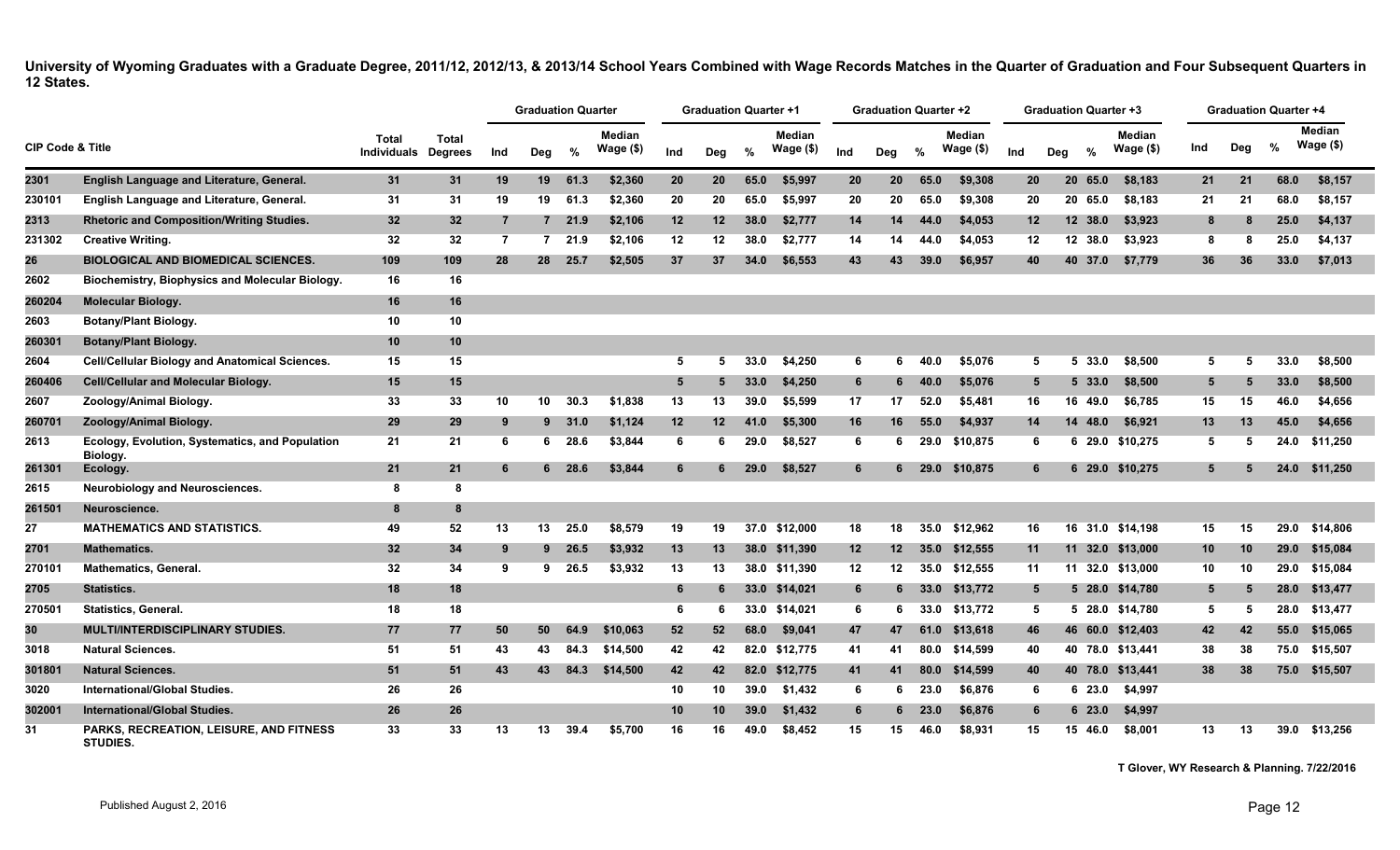**University of Wyoming Graduates with a Graduate Degree, 2011/12, 2012/13, & 2013/14 School Years Combined with Wage Records Matches in the Quarter of Graduation and Four Subsequent Quarters in 12 States.**

| CIP Code & Title | | Total Individuals | Total Degrees | Graduation Quarter | | | | Graduation Quarter +1 | | | | Graduation Quarter +2 | | | | Graduation Quarter +3 | | | | Graduation Quarter +4 | | | |
|---|---|---|---|---|---|---|---|---|---|---|---|---|---|---|---|---|---|---|---|---|---|---|---|
| | | | | Ind | Deg | % | Median Wage ($) | Ind | Deg | % | Median Wage ($) | Ind | Deg | % | Median Wage ($) | Ind | Deg | % | Median Wage ($) | Ind | Deg | % | Median Wage ($) |
| 2301 | English Language and Literature, General. | 31 | 31 | 19 | 19 | 61.3 | $2,360 | 20 | 20 | 65.0 | $5,997 | 20 | 20 | 65.0 | $9,308 | 20 | 20 | 65.0 | $8,183 | 21 | 21 | 68.0 | $8,157 |
| 230101 | English Language and Literature, General. | 31 | 31 | 19 | 19 | 61.3 | $2,360 | 20 | 20 | 65.0 | $5,997 | 20 | 20 | 65.0 | $9,308 | 20 | 20 | 65.0 | $8,183 | 21 | 21 | 68.0 | $8,157 |
| 2313 | Rhetoric and Composition/Writing Studies. | 32 | 32 | 7 | 7 | 21.9 | $2,106 | 12 | 12 | 38.0 | $2,777 | 14 | 14 | 44.0 | $4,053 | 12 | 12 | 38.0 | $3,923 | 8 | 8 | 25.0 | $4,137 |
| 231302 | Creative Writing. | 32 | 32 | 7 | 7 | 21.9 | $2,106 | 12 | 12 | 38.0 | $2,777 | 14 | 14 | 44.0 | $4,053 | 12 | 12 | 38.0 | $3,923 | 8 | 8 | 25.0 | $4,137 |
| 26 | BIOLOGICAL AND BIOMEDICAL SCIENCES. | 109 | 109 | 28 | 28 | 25.7 | $2,505 | 37 | 37 | 34.0 | $6,553 | 43 | 43 | 39.0 | $6,957 | 40 | 40 | 37.0 | $7,779 | 36 | 36 | 33.0 | $7,013 |
| 2602 | Biochemistry, Biophysics and Molecular Biology. | 16 | 16 | | | | | | | | | | | | | | | | | | | | |
| 260204 | Molecular Biology. | 16 | 16 | | | | | | | | | | | | | | | | | | | | |
| 2603 | Botany/Plant Biology. | 10 | 10 | | | | | | | | | | | | | | | | | | | | |
| 260301 | Botany/Plant Biology. | 10 | 10 | | | | | | | | | | | | | | | | | | | | |
| 2604 | Cell/Cellular Biology and Anatomical Sciences. | 15 | 15 | | | | | 5 | 5 | 33.0 | $4,250 | 6 | 6 | 40.0 | $5,076 | 5 | 5 | 33.0 | $8,500 | 5 | 5 | 33.0 | $8,500 |
| 260406 | Cell/Cellular and Molecular Biology. | 15 | 15 | | | | | 5 | 5 | 33.0 | $4,250 | 6 | 6 | 40.0 | $5,076 | 5 | 5 | 33.0 | $8,500 | 5 | 5 | 33.0 | $8,500 |
| 2607 | Zoology/Animal Biology. | 33 | 33 | 10 | 10 | 30.3 | $1,838 | 13 | 13 | 39.0 | $5,599 | 17 | 17 | 52.0 | $5,481 | 16 | 16 | 49.0 | $6,785 | 15 | 15 | 46.0 | $4,656 |
| 260701 | Zoology/Animal Biology. | 29 | 29 | 9 | 9 | 31.0 | $1,124 | 12 | 12 | 41.0 | $5,300 | 16 | 16 | 55.0 | $4,937 | 14 | 14 | 48.0 | $6,921 | 13 | 13 | 45.0 | $4,656 |
| 2613 | Ecology, Evolution, Systematics, and Population Biology. | 21 | 21 | 6 | 6 | 28.6 | $3,844 | 6 | 6 | 29.0 | $8,527 | 6 | 6 | 29.0 | $10,875 | 6 | 6 | 29.0 | $10,275 | 5 | 5 | 24.0 | $11,250 |
| 261301 | Ecology. | 21 | 21 | 6 | 6 | 28.6 | $3,844 | 6 | 6 | 29.0 | $8,527 | 6 | 6 | 29.0 | $10,875 | 6 | 6 | 29.0 | $10,275 | 5 | 5 | 24.0 | $11,250 |
| 2615 | Neurobiology and Neurosciences. | 8 | 8 | | | | | | | | | | | | | | | | | | | | |
| 261501 | Neuroscience. | 8 | 8 | | | | | | | | | | | | | | | | | | | | |
| 27 | MATHEMATICS AND STATISTICS. | 49 | 52 | 13 | 13 | 25.0 | $8,579 | 19 | 19 | 37.0 | $12,000 | 18 | 18 | 35.0 | $12,962 | 16 | 16 | 31.0 | $14,198 | 15 | 15 | 29.0 | $14,806 |
| 2701 | Mathematics. | 32 | 34 | 9 | 9 | 26.5 | $3,932 | 13 | 13 | 38.0 | $11,390 | 12 | 12 | 35.0 | $12,555 | 11 | 11 | 32.0 | $13,000 | 10 | 10 | 29.0 | $15,084 |
| 270101 | Mathematics, General. | 32 | 34 | 9 | 9 | 26.5 | $3,932 | 13 | 13 | 38.0 | $11,390 | 12 | 12 | 35.0 | $12,555 | 11 | 11 | 32.0 | $13,000 | 10 | 10 | 29.0 | $15,084 |
| 2705 | Statistics. | 18 | 18 | | | | | 6 | 6 | 33.0 | $14,021 | 6 | 6 | 33.0 | $13,772 | 5 | 5 | 28.0 | $14,780 | 5 | 5 | 28.0 | $13,477 |
| 270501 | Statistics, General. | 18 | 18 | | | | | 6 | 6 | 33.0 | $14,021 | 6 | 6 | 33.0 | $13,772 | 5 | 5 | 28.0 | $14,780 | 5 | 5 | 28.0 | $13,477 |
| 30 | MULTI/INTERDISCIPLINARY STUDIES. | 77 | 77 | 50 | 50 | 64.9 | $10,063 | 52 | 52 | 68.0 | $9,041 | 47 | 47 | 61.0 | $13,618 | 46 | 46 | 60.0 | $12,403 | 42 | 42 | 55.0 | $15,065 |
| 3018 | Natural Sciences. | 51 | 51 | 43 | 43 | 84.3 | $14,500 | 42 | 42 | 82.0 | $12,775 | 41 | 41 | 80.0 | $14,599 | 40 | 40 | 78.0 | $13,441 | 38 | 38 | 75.0 | $15,507 |
| 301801 | Natural Sciences. | 51 | 51 | 43 | 43 | 84.3 | $14,500 | 42 | 42 | 82.0 | $12,775 | 41 | 41 | 80.0 | $14,599 | 40 | 40 | 78.0 | $13,441 | 38 | 38 | 75.0 | $15,507 |
| 3020 | International/Global Studies. | 26 | 26 | | | | | 10 | 10 | 39.0 | $1,432 | 6 | 6 | 23.0 | $6,876 | 6 | 6 | 23.0 | $4,997 | | | | |
| 302001 | International/Global Studies. | 26 | 26 | | | | | 10 | 10 | 39.0 | $1,432 | 6 | 6 | 23.0 | $6,876 | 6 | 6 | 23.0 | $4,997 | | | | |
| 31 | PARKS, RECREATION, LEISURE, AND FITNESS STUDIES. | 33 | 33 | 13 | 13 | 39.4 | $5,700 | 16 | 16 | 49.0 | $8,452 | 15 | 15 | 46.0 | $8,931 | 15 | 15 | 46.0 | $8,001 | 13 | 13 | 39.0 | $13,256 |

T Glover, WY Research & Planning. 7/22/2016

Published August 2, 2016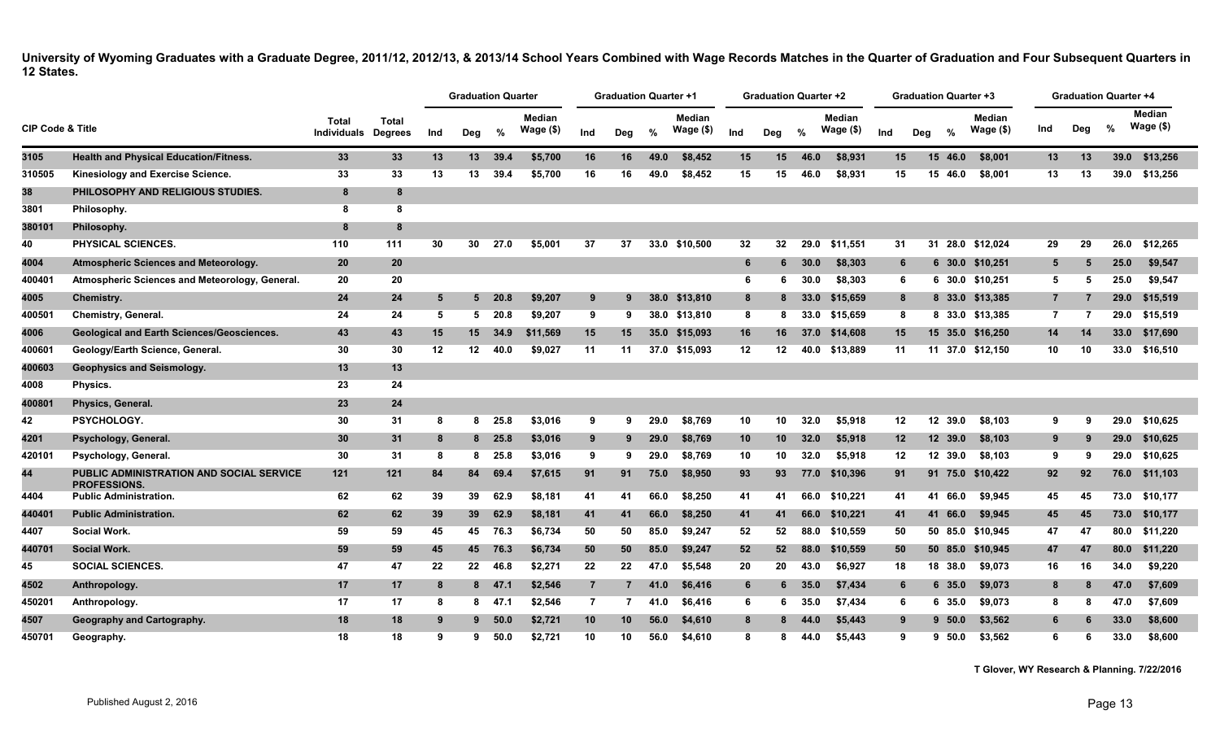**University of Wyoming Graduates with a Graduate Degree, 2011/12, 2012/13, & 2013/14 School Years Combined with Wage Records Matches in the Quarter of Graduation and Four Subsequent Quarters in 12 States.**

| CIP Code & Title | | Total Individuals | Total Degrees | Graduation Quarter | | | | Graduation Quarter +1 | | | | Graduation Quarter +2 | | | | Graduation Quarter +3 | | | | Graduation Quarter +4 | | | |
|---|---|---|---|---|---|---|---|---|---|---|---|---|---|---|---|---|---|---|---|---|---|---|---|
| | | | | Ind | Deg | % | Median Wage ($) | Ind | Deg | % | Median Wage ($) | Ind | Deg | % | Median Wage ($) | Ind | Deg | % | Median Wage ($) | Ind | Deg | % | Median Wage ($) |
| 3105 | Health and Physical Education/Fitness. | 33 | 33 | 13 | 13 | 39.4 | $5,700 | 16 | 16 | 49.0 | $8,452 | 15 | 15 | 46.0 | $8,931 | 15 | 15 | 46.0 | $8,001 | 13 | 13 | 39.0 | $13,256 |
| 310505 | Kinesiology and Exercise Science. | 33 | 33 | 13 | 13 | 39.4 | $5,700 | 16 | 16 | 49.0 | $8,452 | 15 | 15 | 46.0 | $8,931 | 15 | 15 | 46.0 | $8,001 | 13 | 13 | 39.0 | $13,256 |
| 38 | PHILOSOPHY AND RELIGIOUS STUDIES. | 8 | 8 | | | | | | | | | | | | | | | | | | | | |
| 3801 | Philosophy. | 8 | 8 | | | | | | | | | | | | | | | | | | | | |
| 380101 | Philosophy. | 8 | 8 | | | | | | | | | | | | | | | | | | | | |
| 40 | PHYSICAL SCIENCES. | 110 | 111 | 30 | 30 | 27.0 | $5,001 | 37 | 37 | 33.0 | $10,500 | 32 | 32 | 29.0 | $11,551 | 31 | 31 | 28.0 | $12,024 | 29 | 29 | 26.0 | $12,265 |
| 4004 | Atmospheric Sciences and Meteorology. | 20 | 20 | | | | | | | | | 6 | 6 | 30.0 | $8,303 | 6 | 6 | 30.0 | $10,251 | 5 | 5 | 25.0 | $9,547 |
| 400401 | Atmospheric Sciences and Meteorology, General. | 20 | 20 | | | | | | | | | 6 | 6 | 30.0 | $8,303 | 6 | 6 | 30.0 | $10,251 | 5 | 5 | 25.0 | $9,547 |
| 4005 | Chemistry. | 24 | 24 | 5 | 5 | 20.8 | $9,207 | 9 | 9 | 38.0 | $13,810 | 8 | 8 | 33.0 | $15,659 | 8 | 8 | 33.0 | $13,385 | 7 | 7 | 29.0 | $15,519 |
| 400501 | Chemistry, General. | 24 | 24 | 5 | 5 | 20.8 | $9,207 | 9 | 9 | 38.0 | $13,810 | 8 | 8 | 33.0 | $15,659 | 8 | 8 | 33.0 | $13,385 | 7 | 7 | 29.0 | $15,519 |
| 4006 | Geological and Earth Sciences/Geosciences. | 43 | 43 | 15 | 15 | 34.9 | $11,569 | 15 | 15 | 35.0 | $15,093 | 16 | 16 | 37.0 | $14,608 | 15 | 15 | 35.0 | $16,250 | 14 | 14 | 33.0 | $17,690 |
| 400601 | Geology/Earth Science, General. | 30 | 30 | 12 | 12 | 40.0 | $9,027 | 11 | 11 | 37.0 | $15,093 | 12 | 12 | 40.0 | $13,889 | 11 | 11 | 37.0 | $12,150 | 10 | 10 | 33.0 | $16,510 |
| 400603 | Geophysics and Seismology. | 13 | 13 | | | | | | | | | | | | | | | | | | | | |
| 4008 | Physics. | 23 | 24 | | | | | | | | | | | | | | | | | | | | |
| 400801 | Physics, General. | 23 | 24 | | | | | | | | | | | | | | | | | | | | |
| 42 | PSYCHOLOGY. | 30 | 31 | 8 | 8 | 25.8 | $3,016 | 9 | 9 | 29.0 | $8,769 | 10 | 10 | 32.0 | $5,918 | 12 | 12 | 39.0 | $8,103 | 9 | 9 | 29.0 | $10,625 |
| 4201 | Psychology, General. | 30 | 31 | 8 | 8 | 25.8 | $3,016 | 9 | 9 | 29.0 | $8,769 | 10 | 10 | 32.0 | $5,918 | 12 | 12 | 39.0 | $8,103 | 9 | 9 | 29.0 | $10,625 |
| 420101 | Psychology, General. | 30 | 31 | 8 | 8 | 25.8 | $3,016 | 9 | 9 | 29.0 | $8,769 | 10 | 10 | 32.0 | $5,918 | 12 | 12 | 39.0 | $8,103 | 9 | 9 | 29.0 | $10,625 |
| 44 | PUBLIC ADMINISTRATION AND SOCIAL SERVICE PROFESSIONS. | 121 | 121 | 84 | 84 | 69.4 | $7,615 | 91 | 91 | 75.0 | $8,950 | 93 | 93 | 77.0 | $10,396 | 91 | 91 | 75.0 | $10,422 | 92 | 92 | 76.0 | $11,103 |
| 4404 | Public Administration. | 62 | 62 | 39 | 39 | 62.9 | $8,181 | 41 | 41 | 66.0 | $8,250 | 41 | 41 | 66.0 | $10,221 | 41 | 41 | 66.0 | $9,945 | 45 | 45 | 73.0 | $10,177 |
| 440401 | Public Administration. | 62 | 62 | 39 | 39 | 62.9 | $8,181 | 41 | 41 | 66.0 | $8,250 | 41 | 41 | 66.0 | $10,221 | 41 | 41 | 66.0 | $9,945 | 45 | 45 | 73.0 | $10,177 |
| 4407 | Social Work. | 59 | 59 | 45 | 45 | 76.3 | $6,734 | 50 | 50 | 85.0 | $9,247 | 52 | 52 | 88.0 | $10,559 | 50 | 50 | 85.0 | $10,945 | 47 | 47 | 80.0 | $11,220 |
| 440701 | Social Work. | 59 | 59 | 45 | 45 | 76.3 | $6,734 | 50 | 50 | 85.0 | $9,247 | 52 | 52 | 88.0 | $10,559 | 50 | 50 | 85.0 | $10,945 | 47 | 47 | 80.0 | $11,220 |
| 45 | SOCIAL SCIENCES. | 47 | 47 | 22 | 22 | 46.8 | $2,271 | 22 | 22 | 47.0 | $5,548 | 20 | 20 | 43.0 | $6,927 | 18 | 18 | 38.0 | $9,073 | 16 | 16 | 34.0 | $9,220 |
| 4502 | Anthropology. | 17 | 17 | 8 | 8 | 47.1 | $2,546 | 7 | 7 | 41.0 | $6,416 | 6 | 6 | 35.0 | $7,434 | 6 | 6 | 35.0 | $9,073 | 8 | 8 | 47.0 | $7,609 |
| 450201 | Anthropology. | 17 | 17 | 8 | 8 | 47.1 | $2,546 | 7 | 7 | 41.0 | $6,416 | 6 | 6 | 35.0 | $7,434 | 6 | 6 | 35.0 | $9,073 | 8 | 8 | 47.0 | $7,609 |
| 4507 | Geography and Cartography. | 18 | 18 | 9 | 9 | 50.0 | $2,721 | 10 | 10 | 56.0 | $4,610 | 8 | 8 | 44.0 | $5,443 | 9 | 9 | 50.0 | $3,562 | 6 | 6 | 33.0 | $8,600 |
| 450701 | Geography. | 18 | 18 | 9 | 9 | 50.0 | $2,721 | 10 | 10 | 56.0 | $4,610 | 8 | 8 | 44.0 | $5,443 | 9 | 9 | 50.0 | $3,562 | 6 | 6 | 33.0 | $8,600 |

T Glover, WY Research & Planning. 7/22/2016

Published August 2, 2016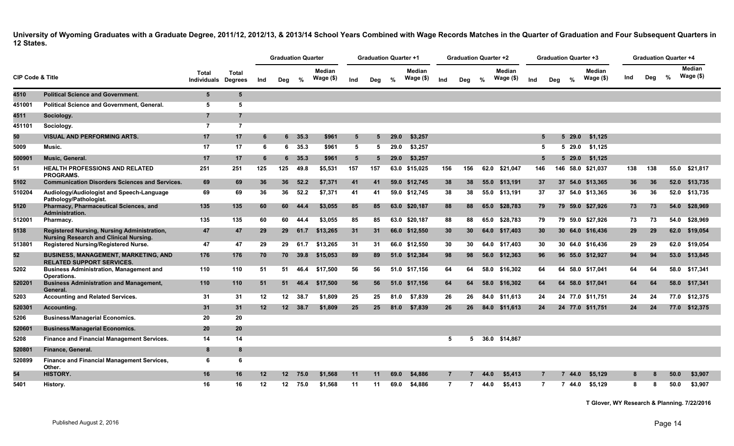**University of Wyoming Graduates with a Graduate Degree, 2011/12, 2012/13, & 2013/14 School Years Combined with Wage Records Matches in the Quarter of Graduation and Four Subsequent Quarters in 12 States.**

| CIP Code & Title | | Total Individuals | Total Degrees | Graduation Quarter | | | | Graduation Quarter +1 | | | | Graduation Quarter +2 | | | | Graduation Quarter +3 | | | | Graduation Quarter +4 | | | |
|---|---|---|---|---|---|---|---|---|---|---|---|---|---|---|---|---|---|---|---|---|---|---|---|
| | | | | Ind | Deg | % | Median Wage ($) | Ind | Deg | % | Median Wage ($) | Ind | Deg | % | Median Wage ($) | Ind | Deg | % | Median Wage ($) | Ind | Deg | % | Median Wage ($) |
| 4510 | Political Science and Government. | 5 | 5 | | | | | | | | | | | | | | | | | | | | |
| 451001 | Political Science and Government, General. | 5 | 5 | | | | | | | | | | | | | | | | | | | | |
| 4511 | Sociology. | 7 | 7 | | | | | | | | | | | | | | | | | | | | |
| 451101 | Sociology. | 7 | 7 | | | | | | | | | | | | | | | | | | | | |
| 50 | VISUAL AND PERFORMING ARTS. | 17 | 17 | 6 | 6 | 35.3 | $961 | 5 | 5 | 29.0 | $3,257 | | | | | 5 | 5 | 29.0 | $1,125 | | | | |
| 5009 | Music. | 17 | 17 | 6 | 6 | 35.3 | $961 | 5 | 5 | 29.0 | $3,257 | | | | | 5 | 5 | 29.0 | $1,125 | | | | |
| 500901 | Music, General. | 17 | 17 | 6 | 6 | 35.3 | $961 | 5 | 5 | 29.0 | $3,257 | | | | | 5 | 5 | 29.0 | $1,125 | | | | |
| 51 | HEALTH PROFESSIONS AND RELATED PROGRAMS. | 251 | 251 | 125 | 125 | 49.8 | $5,531 | 157 | 157 | 63.0 | $15,025 | 156 | 156 | 62.0 | $21,047 | 146 | 146 | 58.0 | $21,037 | 138 | 138 | 55.0 | $21,817 |
| 5102 | Communication Disorders Sciences and Services. | 69 | 69 | 36 | 36 | 52.2 | $7,371 | 41 | 41 | 59.0 | $12,745 | 38 | 38 | 55.0 | $13,191 | 37 | 37 | 54.0 | $13,365 | 36 | 36 | 52.0 | $13,735 |
| 510204 | Audiology/Audiologist and Speech-Language Pathology/Pathologist. | 69 | 69 | 36 | 36 | 52.2 | $7,371 | 41 | 41 | 59.0 | $12,745 | 38 | 38 | 55.0 | $13,191 | 37 | 37 | 54.0 | $13,365 | 36 | 36 | 52.0 | $13,735 |
| 5120 | Pharmacy, Pharmaceutical Sciences, and Administration. | 135 | 135 | 60 | 60 | 44.4 | $3,055 | 85 | 85 | 63.0 | $20,187 | 88 | 88 | 65.0 | $28,783 | 79 | 79 | 59.0 | $27,926 | 73 | 73 | 54.0 | $28,969 |
| 512001 | Pharmacy. | 135 | 135 | 60 | 60 | 44.4 | $3,055 | 85 | 85 | 63.0 | $20,187 | 88 | 88 | 65.0 | $28,783 | 79 | 79 | 59.0 | $27,926 | 73 | 73 | 54.0 | $28,969 |
| 5138 | Registered Nursing, Nursing Administration, Nursing Research and Clinical Nursing. | 47 | 47 | 29 | 29 | 61.7 | $13,265 | 31 | 31 | 66.0 | $12,550 | 30 | 30 | 64.0 | $17,403 | 30 | 30 | 64.0 | $16,436 | 29 | 29 | 62.0 | $19,054 |
| 513801 | Registered Nursing/Registered Nurse. | 47 | 47 | 29 | 29 | 61.7 | $13,265 | 31 | 31 | 66.0 | $12,550 | 30 | 30 | 64.0 | $17,403 | 30 | 30 | 64.0 | $16,436 | 29 | 29 | 62.0 | $19,054 |
| 52 | BUSINESS, MANAGEMENT, MARKETING, AND RELATED SUPPORT SERVICES. | 176 | 176 | 70 | 70 | 39.8 | $15,053 | 89 | 89 | 51.0 | $12,384 | 98 | 98 | 56.0 | $12,363 | 96 | 96 | 55.0 | $12,927 | 94 | 94 | 53.0 | $13,845 |
| 5202 | Business Administration, Management and Operations. | 110 | 110 | 51 | 51 | 46.4 | $17,500 | 56 | 56 | 51.0 | $17,156 | 64 | 64 | 58.0 | $16,302 | 64 | 64 | 58.0 | $17,041 | 64 | 64 | 58.0 | $17,341 |
| 520201 | Business Administration and Management, General. | 110 | 110 | 51 | 51 | 46.4 | $17,500 | 56 | 56 | 51.0 | $17,156 | 64 | 64 | 58.0 | $16,302 | 64 | 64 | 58.0 | $17,041 | 64 | 64 | 58.0 | $17,341 |
| 5203 | Accounting and Related Services. | 31 | 31 | 12 | 12 | 38.7 | $1,809 | 25 | 25 | 81.0 | $7,839 | 26 | 26 | 84.0 | $11,613 | 24 | 24 | 77.0 | $11,751 | 24 | 24 | 77.0 | $12,375 |
| 520301 | Accounting. | 31 | 31 | 12 | 12 | 38.7 | $1,809 | 25 | 25 | 81.0 | $7,839 | 26 | 26 | 84.0 | $11,613 | 24 | 24 | 77.0 | $11,751 | 24 | 24 | 77.0 | $12,375 |
| 5206 | Business/Managerial Economics. | 20 | 20 | | | | | | | | | | | | | | | | | | | | |
| 520601 | Business/Managerial Economics. | 20 | 20 | | | | | | | | | | | | | | | | | | | | |
| 5208 | Finance and Financial Management Services. | 14 | 14 | | | | | | | | | 5 | 5 | 36.0 | $14,867 | | | | | | | | |
| 520801 | Finance, General. | 8 | 8 | | | | | | | | | | | | | | | | | | | | |
| 520899 | Finance and Financial Management Services, Other. | 6 | 6 | | | | | | | | | | | | | | | | | | | | |
| 54 | HISTORY. | 16 | 16 | 12 | 12 | 75.0 | $1,568 | 11 | 11 | 69.0 | $4,886 | 7 | 7 | 44.0 | $5,413 | 7 | 7 | 44.0 | $5,129 | 8 | 8 | 50.0 | $3,907 |
| 5401 | History. | 16 | 16 | 12 | 12 | 75.0 | $1,568 | 11 | 11 | 69.0 | $4,886 | 7 | 7 | 44.0 | $5,413 | 7 | 7 | 44.0 | $5,129 | 8 | 8 | 50.0 | $3,907 |

T Glover, WY Research & Planning. 7/22/2016

Published August 2, 2016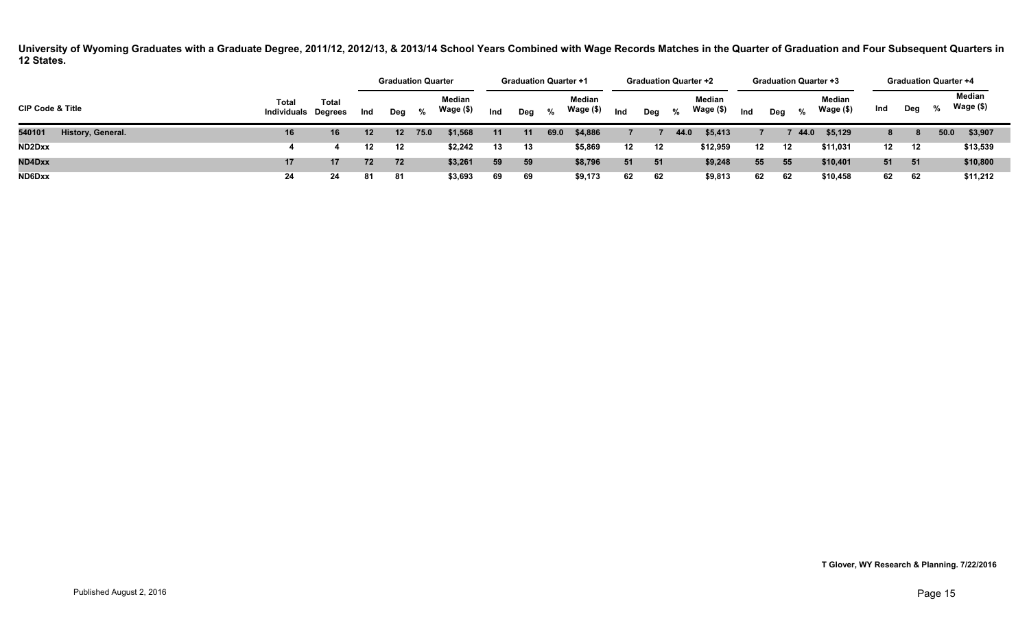**University of Wyoming Graduates with a Graduate Degree, 2011/12, 2012/13, & 2013/14 School Years Combined with Wage Records Matches in the Quarter of Graduation and Four Subsequent Quarters in 12 States.**

| CIP Code & Title | | Total Individuals | Total Degrees | Graduation Quarter | | | | Graduation Quarter +1 | | | | Graduation Quarter +2 | | | | Graduation Quarter +3 | | | | Graduation Quarter +4 | | | |
|---|---|---|---|---|---|---|---|---|---|---|---|---|---|---|---|---|---|---|---|---|---|---|---|
| | | | | Ind | Deg | % | Median Wage ($) | Ind | Deg | % | Median Wage ($) | Ind | Deg | % | Median Wage ($) | Ind | Deg | % | Median Wage ($) | Ind | Deg | % | Median Wage ($) |
| 540101 | History, General. | 16 | 16 | 12 | 12 | 75.0 | $1,568 | 11 | 11 | 69.0 | $4,886 | 7 | 7 | 44.0 | $5,413 | 7 | 7 | 44.0 | $5,129 | 8 | 8 | 50.0 | $3,907 |
| ND2Dxx | | 4 | 4 | 12 | 12 | | $2,242 | 13 | 13 | | $5,869 | 12 | 12 | | $12,959 | 12 | 12 | | $11,031 | 12 | 12 | | $13,539 |
| ND4Dxx | | 17 | 17 | 72 | 72 | | $3,261 | 59 | 59 | | $8,796 | 51 | 51 | | $9,248 | 55 | 55 | | $10,401 | 51 | 51 | | $10,800 |
| ND6Dxx | | 24 | 24 | 81 | 81 | | $3,693 | 69 | 69 | | $9,173 | 62 | 62 | | $9,813 | 62 | 62 | | $10,458 | 62 | 62 | | $11,212 |

**T Glover, WY Research & Planning. 7/22/2016**

Published August 2, 2016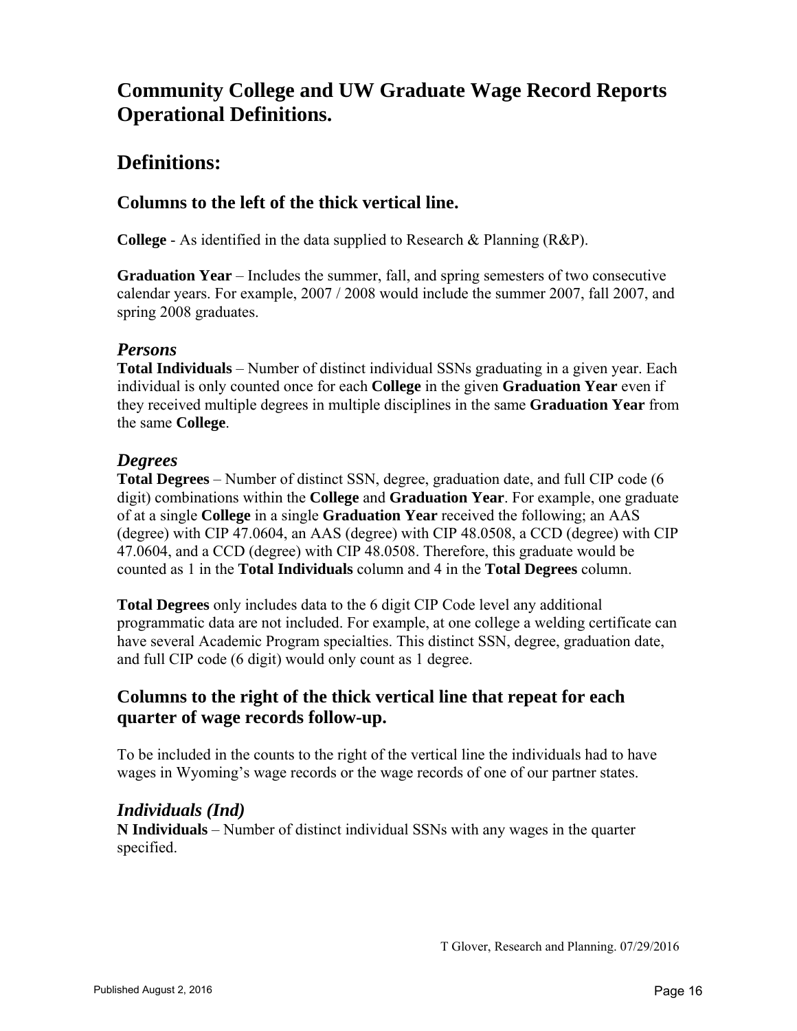# Community College and UW Graduate Wage Record Reports Operational Definitions.

## Definitions:

### Columns to the left of the thick vertical line.

**College** - As identified in the data supplied to Research & Planning (R&P).

**Graduation Year** – Includes the summer, fall, and spring semesters of two consecutive calendar years. For example, 2007 / 2008 would include the summer 2007, fall 2007, and spring 2008 graduates.

#### *Persons*

**Total Individuals** – Number of distinct individual SSNs graduating in a given year. Each individual is only counted once for each **College** in the given **Graduation Year** even if they received multiple degrees in multiple disciplines in the same **Graduation Year** from the same **College**.

#### *Degrees*

**Total Degrees** – Number of distinct SSN, degree, graduation date, and full CIP code (6 digit) combinations within the **College** and **Graduation Year**. For example, one graduate of at a single **College** in a single **Graduation Year** received the following; an AAS (degree) with CIP 47.0604, an AAS (degree) with CIP 48.0508, a CCD (degree) with CIP 47.0604, and a CCD (degree) with CIP 48.0508. Therefore, this graduate would be counted as 1 in the **Total Individuals** column and 4 in the **Total Degrees** column.

**Total Degrees** only includes data to the 6 digit CIP Code level any additional programmatic data are not included. For example, at one college a welding certificate can have several Academic Program specialties. This distinct SSN, degree, graduation date, and full CIP code (6 digit) would only count as 1 degree.

### Columns to the right of the thick vertical line that repeat for each quarter of wage records follow-up.

To be included in the counts to the right of the vertical line the individuals had to have wages in Wyoming's wage records or the wage records of one of our partner states.

#### *Individuals (Ind)*

**N Individuals** – Number of distinct individual SSNs with any wages in the quarter specified.

T Glover, Research and Planning. 07/29/2016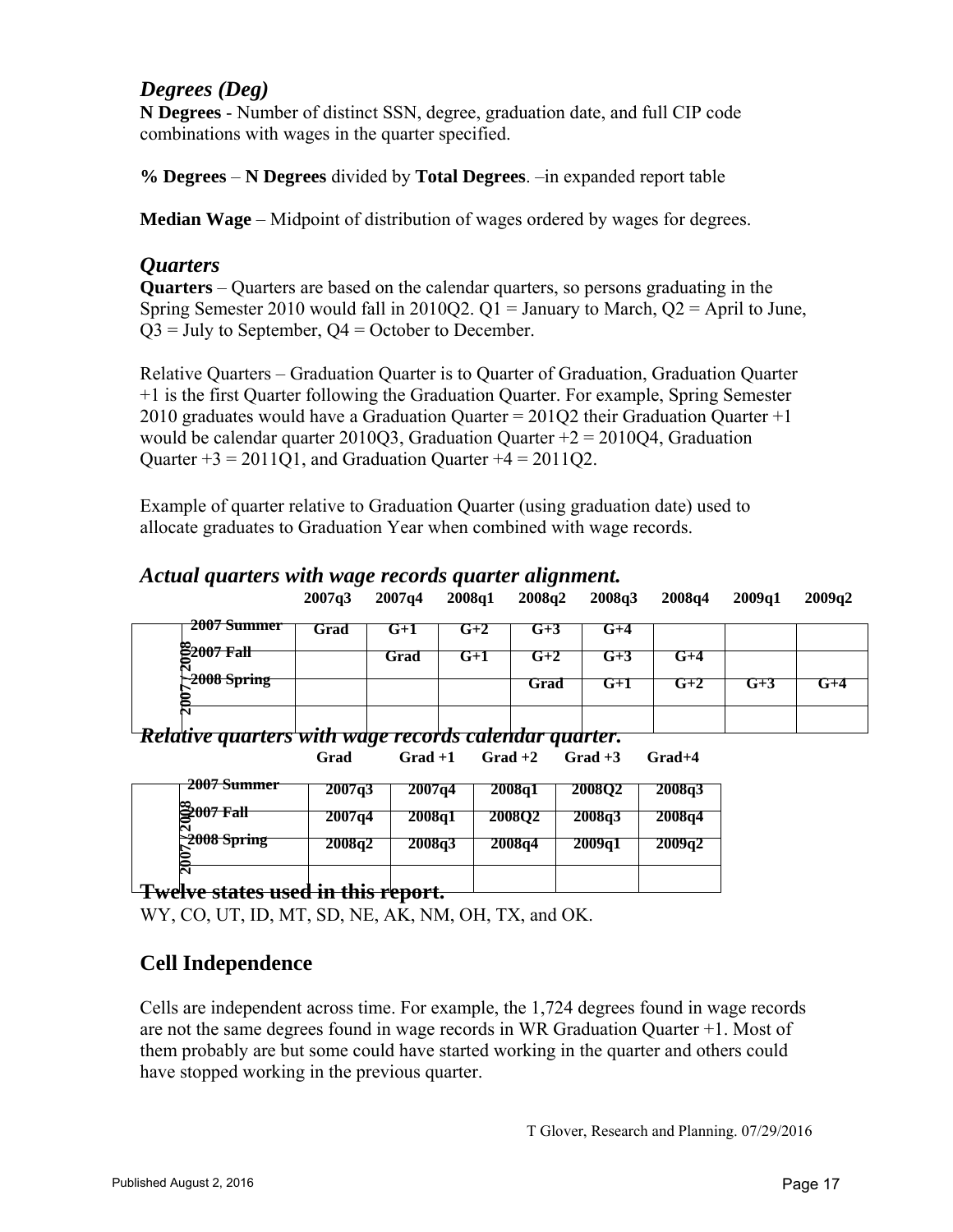### *Degrees (Deg)*

**N Degrees** - Number of distinct SSN, degree, graduation date, and full CIP code combinations with wages in the quarter specified.

**% Degrees** – **N Degrees** divided by **Total Degrees**. –in expanded report table

**Median Wage** – Midpoint of distribution of wages ordered by wages for degrees.

### *Quarters*

**Quarters** – Quarters are based on the calendar quarters, so persons graduating in the Spring Semester 2010 would fall in 2010Q2. Q1 = January to March, Q2 = April to June, Q3 = July to September, Q4 = October to December.

Relative Quarters – Graduation Quarter is to Quarter of Graduation, Graduation Quarter +1 is the first Quarter following the Graduation Quarter. For example, Spring Semester 2010 graduates would have a Graduation Quarter = 201Q2 their Graduation Quarter +1 would be calendar quarter 2010Q3, Graduation Quarter +2 = 2010Q4, Graduation Quarter +3 = 2011Q1, and Graduation Quarter +4 = 2011Q2.

Example of quarter relative to Graduation Quarter (using graduation date) used to allocate graduates to Graduation Year when combined with wage records.

### *Actual quarters with wage records quarter alignment.*

| | | 2007q3 | 2007q4 | 2008q1 | 2008q2 | 2008q3 | 2008q4 | 2009q1 | 2009q2 |
|---|---|---|---|---|---|---|---|---|---|
| 2007 / 2008 | 2007 Summer | Grad | G+1 | G+2 | G+3 | G+4 | | | |
| | 2007 Fall | | Grad | G+1 | G+2 | G+3 | G+4 | | |
| | 2008 Spring | | | | Grad | G+1 | G+2 | G+3 | G+4 |
| | | | | | | | | | |

### *Relative quarters with wage records calendar quarter.*

| | | Grad | Grad +1 | Grad +2 | Grad +3 | Grad+4 |
|---|---|---|---|---|---|---|
| 2007 / 2008 | 2007 Summer | 2007q3 | 2007q4 | 2008q1 | 2008Q2 | 2008q3 |
| | 2007 Fall | 2007q4 | 2008q1 | 2008Q2 | 2008q3 | 2008q4 |
| | 2008 Spring | 2008q2 | 2008q3 | 2008q4 | 2009q1 | 2009q2 |
| | | | | | | |

**Twelve states used in this report.**

WY, CO, UT, ID, MT, SD, NE, AK, NM, OH, TX, and OK.

## Cell Independence

Cells are independent across time. For example, the 1,724 degrees found in wage records are not the same degrees found in wage records in WR Graduation Quarter +1. Most of them probably are but some could have started working in the quarter and others could have stopped working in the previous quarter.

T Glover, Research and Planning. 07/29/2016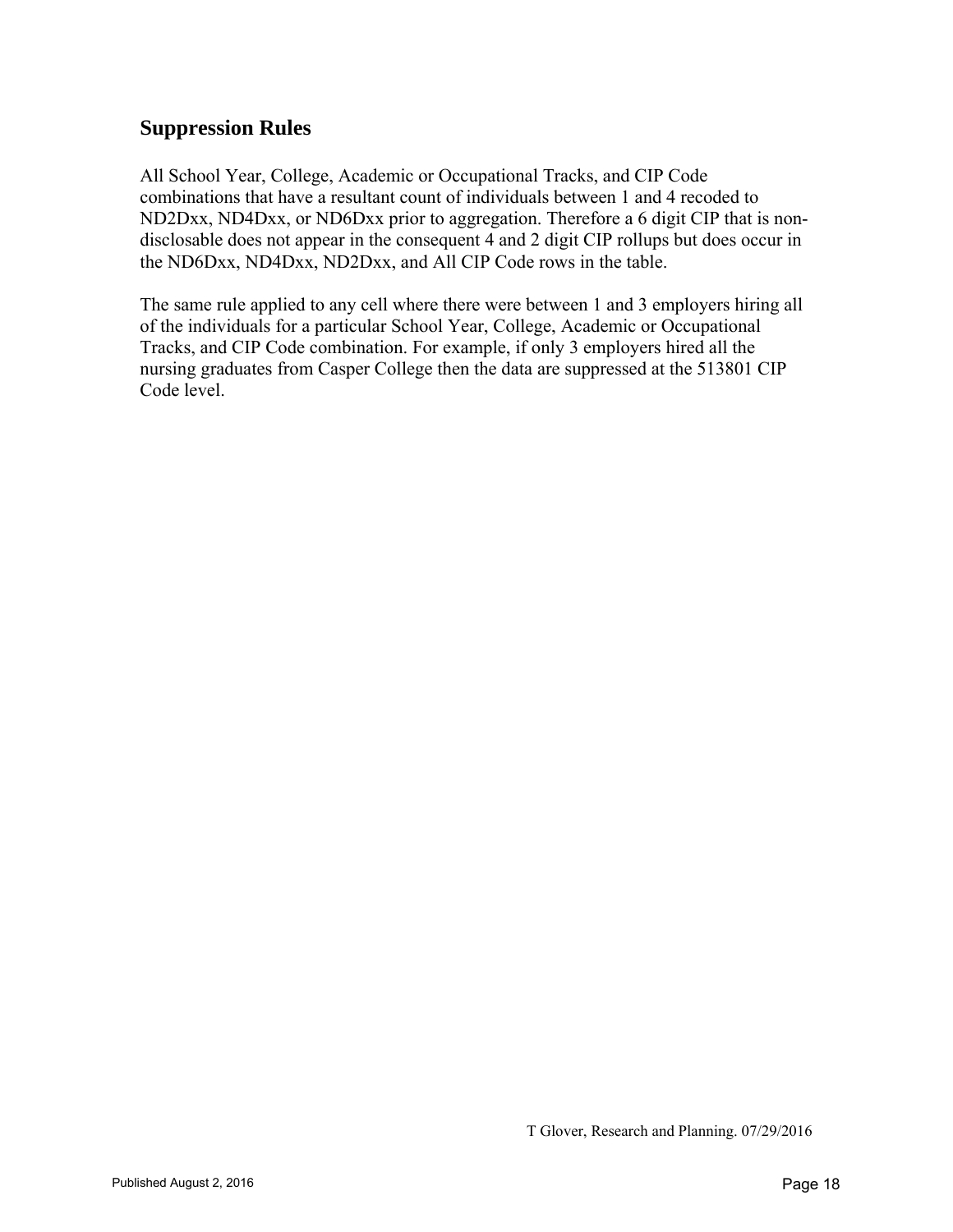## Suppression Rules

All School Year, College, Academic or Occupational Tracks, and CIP Code combinations that have a resultant count of individuals between 1 and 4 recoded to ND2Dxx, ND4Dxx, or ND6Dxx prior to aggregation. Therefore a 6 digit CIP that is non-disclosable does not appear in the consequent 4 and 2 digit CIP rollups but does occur in the ND6Dxx, ND4Dxx, ND2Dxx, and All CIP Code rows in the table.

The same rule applied to any cell where there were between 1 and 3 employers hiring all of the individuals for a particular School Year, College, Academic or Occupational Tracks, and CIP Code combination. For example, if only 3 employers hired all the nursing graduates from Casper College then the data are suppressed at the 513801 CIP Code level.

T Glover, Research and Planning. 07/29/2016

Published August 2, 2016